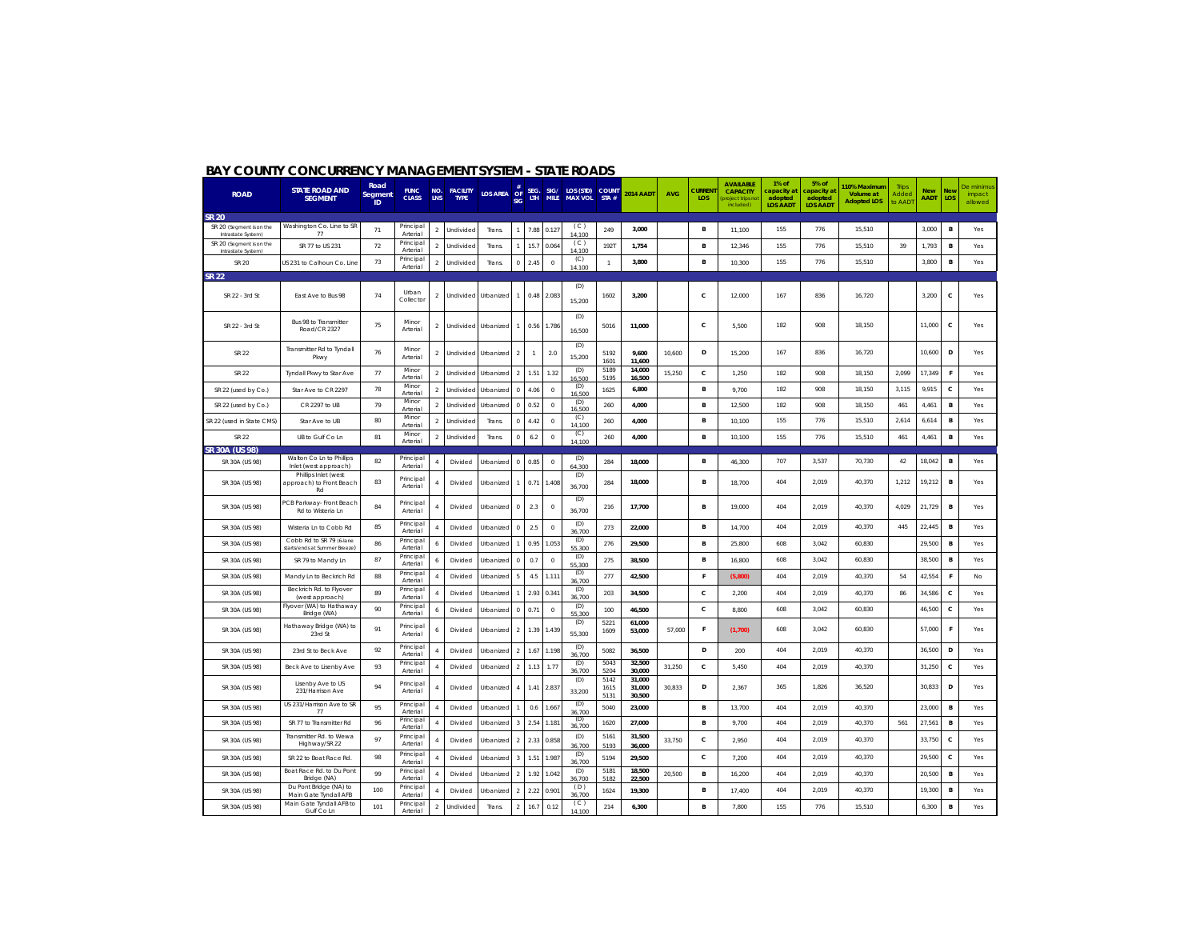# BAY COUNTY CONCURRENCY MANAGEMENT SYSTEM - STATE ROADS

| ROAD | STATE ROAD AND SEGMENT | Road Segment ID | FUNC CLASS | NO. LNS | FACILITY TYPE | LOS AREA | # OF SIG | SEG. LTH | SIG/ MILE | LOS (STD) MAX VOL | COUNT STA # | 2014 AADT | AVG | CURRENT LOS | AVAILABLE CAPACITY (project trips not included) | 1% of capacity at adopted LOS AADT | 5% of capacity at adopted LOS AADT | 110% Maximum Volume at Adopted LOS | Trips Added to AADT | New AADT | New LOS | De minimus impact allowed |
|---|---|---|---|---|---|---|---|---|---|---|---|---|---|---|---|---|---|---|---|---|---|---|
| **SR 20** | | | | | | | | | | | | | | | | | | | | | | |
| SR 20 (Segment is on the Intrastate System) | Washington Co. Line to SR 77 | 71 | Principal Arterial | 2 | Undivided | Trans. | 1 | 7.88 | 0.127 | (C) 14,100 | 249 | 3,000 | | B | 11,100 | 155 | 776 | 15,510 | | 3,000 | B | Yes |
| SR 20 (Segment is on the Intrastate System) | SR 77 to US 231 | 72 | Principal Arterial | 2 | Undivided | Trans. | 1 | 15.7 | 0.064 | (C) 14,100 | 192T | 1,754 | | B | 12,346 | 155 | 776 | 15,510 | 39 | 1,793 | B | Yes |
| SR 20 | US 231 to Calhoun Co. Line | 73 | Principal Arterial | 2 | Undivided | Trans. | 0 | 2.45 | 0 | (C) 14,100 | 1 | 3,800 | | B | 10,300 | 155 | 776 | 15,510 | | 3,800 | B | Yes |
| **SR 22** | | | | | | | | | | | | | | | | | | | | | | |
| SR 22 - 3rd St | East Ave to Bus 98 | 74 | Urban Collector | 2 | Undivided | Urbanized | 1 | 0.48 | 2.083 | (D) 15,200 | 1602 | 3,200 | | C | 12,000 | 167 | 836 | 16,720 | | 3,200 | C | Yes |
| SR 22 - 3rd St | Bus 98 to Transmitter Road/CR 2327 | 75 | Minor Arterial | 2 | Undivided | Urbanized | 1 | 0.56 | 1.786 | (D) 16,500 | 5016 | 11,000 | | C | 5,500 | 182 | 908 | 18,150 | | 11,000 | C | Yes |
| SR 22 | Transmitter Rd to Tyndall Pkwy | 76 | Minor Arterial | 2 | Undivided | Urbanized | 2 | 1 | 2.0 | (D) 15,200 | 5192 1601 | 9,600 11,600 | 10,600 | D | 15,200 | 167 | 836 | 16,720 | | 10,600 | D | Yes |
| SR 22 | Tyndall Pkwy to Star Ave | 77 | Minor Arterial | 2 | Undivided | Urbanized | 2 | 1.51 | 1.32 | (D) 16,500 | 5189 5195 | 14,000 16,500 | 15,250 | C | 1,250 | 182 | 908 | 18,150 | 2,099 | 17,349 | F | Yes |
| SR 22 (used by Co.) | Star Ave to CR 2297 | 78 | Minor Arterial | 2 | Undivided | Urbanized | 0 | 4.06 | 0 | (D) 16,500 | 1625 | 6,800 | | B | 9,700 | 182 | 908 | 18,150 | 3,115 | 9,915 | C | Yes |
| SR 22 (used by Co.) | CR 2297 to UB | 79 | Minor Arterial | 2 | Undivided | Urbanized | 0 | 0.52 | 0 | (D) 16,500 | 260 | 4,000 | | B | 12,500 | 182 | 908 | 18,150 | 461 | 4,461 | B | Yes |
| SR 22 (used in State CMS) | Star Ave to UB | 80 | Minor Arterial | 2 | Undivided | Trans. | 0 | 4.42 | 0 | (C) 14,100 | 260 | 4,000 | | B | 10,100 | 155 | 776 | 15,510 | 2,614 | 6,614 | B | Yes |
| SR 22 | UB to Gulf Co Ln | 81 | Minor Arterial | 2 | Undivided | Trans. | 0 | 6.2 | 0 | (C) 14,100 | 260 | 4,000 | | B | 10,100 | 155 | 776 | 15,510 | 461 | 4,461 | B | Yes |
| **SR 30A (US 98)** | | | | | | | | | | | | | | | | | | | | | | |
| SR 30A (US 98) | Walton Co Ln to Phillips Inlet (west approach) | 82 | Principal Arterial | 4 | Divided | Urbanized | 0 | 0.85 | 0 | (D) 64,300 | 284 | 18,000 | | B | 46,300 | 707 | 3,537 | 70,730 | 42 | 18,042 | B | Yes |
| SR 30A (US 98) | Phillips Inlet (west approach) to Front Beach Rd | 83 | Principal Arterial | 4 | Divided | Urbanized | 1 | 0.71 | 1.408 | (D) 36,700 | 284 | 18,000 | | B | 18,700 | 404 | 2,019 | 40,370 | 1,212 | 19,212 | B | Yes |
| SR 30A (US 98) | PCB Parkway- Front Beach Rd to Wisteria Ln | 84 | Principal Arterial | 4 | Divided | Urbanized | 0 | 2.3 | 0 | (D) 36,700 | 216 | 17,700 | | B | 19,000 | 404 | 2,019 | 40,370 | 4,029 | 21,729 | B | Yes |
| SR 30A (US 98) | Wisteria Ln to Cobb Rd | 85 | Principal Arterial | 4 | Divided | Urbanized | 0 | 2.5 | 0 | (D) 36,700 | 273 | 22,000 | | B | 14,700 | 404 | 2,019 | 40,370 | 445 | 22,445 | B | Yes |
| SR 30A (US 98) | Cobb Rd to SR 79 (6-lane starts/ends at Summer Breeze) | 86 | Principal Arterial | 6 | Divided | Urbanized | 1 | 0.95 | 1.053 | (D) 55,300 | 276 | 29,500 | | B | 25,800 | 608 | 3,042 | 60,830 | | 29,500 | B | Yes |
| SR 30A (US 98) | SR 79 to Mandy Ln | 87 | Principal Arterial | 6 | Divided | Urbanized | 0 | 0.7 | 0 | (D) 55,300 | 275 | 38,500 | | B | 16,800 | 608 | 3,042 | 60,830 | | 38,500 | B | Yes |
| SR 30A (US 98) | Mandy Ln to Beckrich Rd | 88 | Principal Arterial | 4 | Divided | Urbanized | 5 | 4.5 | 1.111 | (D) 36,700 | 277 | 42,500 | | F | (5,800) | 404 | 2,019 | 40,370 | 54 | 42,554 | F | No |
| SR 30A (US 98) | Beckrich Rd. to Flyover (west approach) | 89 | Principal Arterial | 4 | Divided | Urbanized | 1 | 2.93 | 0.341 | (D) 36,700 | 203 | 34,500 | | C | 2,200 | 404 | 2,019 | 40,370 | 86 | 34,586 | C | Yes |
| SR 30A (US 98) | Flyover (WA) to Hathaway Bridge (WA) | 90 | Principal Arterial | 6 | Divided | Urbanized | 0 | 0.71 | 0 | (D) 55,300 | 100 | 46,500 | | C | 8,800 | 608 | 3,042 | 60,830 | | 46,500 | C | Yes |
| SR 30A (US 98) | Hathaway Bridge (WA) to 23rd St | 91 | Principal Arterial | 6 | Divided | Urbanized | 2 | 1.39 | 1.439 | (D) 55,300 | 5221 1609 | 61,000 53,000 | 57,000 | F | (1,700) | 608 | 3,042 | 60,830 | | 57,000 | F | Yes |
| SR 30A (US 98) | 23rd St to Beck Ave | 92 | Principal Arterial | 4 | Divided | Urbanized | 2 | 1.67 | 1.198 | (D) 36,700 | 5082 | 36,500 | | D | 200 | 404 | 2,019 | 40,370 | | 36,500 | D | Yes |
| SR 30A (US 98) | Beck Ave to Lisenby Ave | 93 | Principal Arterial | 4 | Divided | Urbanized | 2 | 1.13 | 1.77 | (D) 36,700 | 5043 5204 | 32,500 30,000 | 31,250 | C | 5,450 | 404 | 2,019 | 40,370 | | 31,250 | C | Yes |
| SR 30A (US 98) | Lisenby Ave to US 231/Harrison Ave | 94 | Principal Arterial | 4 | Divided | Urbanized | 4 | 1.41 | 2.837 | (D) 33,200 | 5142 1615 5131 | 31,000 31,000 30,500 | 30,833 | D | 2,367 | 365 | 1,826 | 36,520 | | 30,833 | D | Yes |
| SR 30A (US 98) | US 231/Harrison Ave to SR 77 | 95 | Principal Arterial | 4 | Divided | Urbanized | 1 | 0.6 | 1.667 | (D) 36,700 | 5040 | 23,000 | | B | 13,700 | 404 | 2,019 | 40,370 | | 23,000 | B | Yes |
| SR 30A (US 98) | SR 77 to Transmitter Rd | 96 | Principal Arterial | 4 | Divided | Urbanized | 3 | 2.54 | 1.181 | (D) 36,700 | 1620 | 27,000 | | B | 9,700 | 404 | 2,019 | 40,370 | 561 | 27,561 | B | Yes |
| SR 30A (US 98) | Transmitter Rd. to Wewa Highway/SR 22 | 97 | Principal Arterial | 4 | Divided | Urbanized | 2 | 2.33 | 0.858 | (D) 36,700 | 5161 5193 | 31,500 36,000 | 33,750 | C | 2,950 | 404 | 2,019 | 40,370 | | 33,750 | C | Yes |
| SR 30A (US 98) | SR 22 to Boat Race Rd. | 98 | Principal Arterial | 4 | Divided | Urbanized | 3 | 1.51 | 1.987 | (D) 36,700 | 5194 | 29,500 | | C | 7,200 | 404 | 2,019 | 40,370 | | 29,500 | C | Yes |
| SR 30A (US 98) | Boat Race Rd. to Du Pont Bridge (NA) | 99 | Principal Arterial | 4 | Divided | Urbanized | 2 | 1.92 | 1.042 | (D) 36,700 | 5181 5182 | 18,500 22,500 | 20,500 | B | 16,200 | 404 | 2,019 | 40,370 | | 20,500 | B | Yes |
| SR 30A (US 98) | Du Pont Bridge (NA) to Main Gate Tyndall AFB | 100 | Principal Arterial | 4 | Divided | Urbanized | 2 | 2.22 | 0.901 | (D) 36,700 | 1624 | 19,300 | | B | 17,400 | 404 | 2,019 | 40,370 | | 19,300 | B | Yes |
| SR 30A (US 98) | Main Gate Tyndall AFB to Gulf Co Ln | 101 | Principal Arterial | 2 | Undivided | Trans. | 2 | 16.7 | 0.12 | (C) 14,100 | 214 | 6,300 | | B | 7,800 | 155 | 776 | 15,510 | | 6,300 | B | Yes |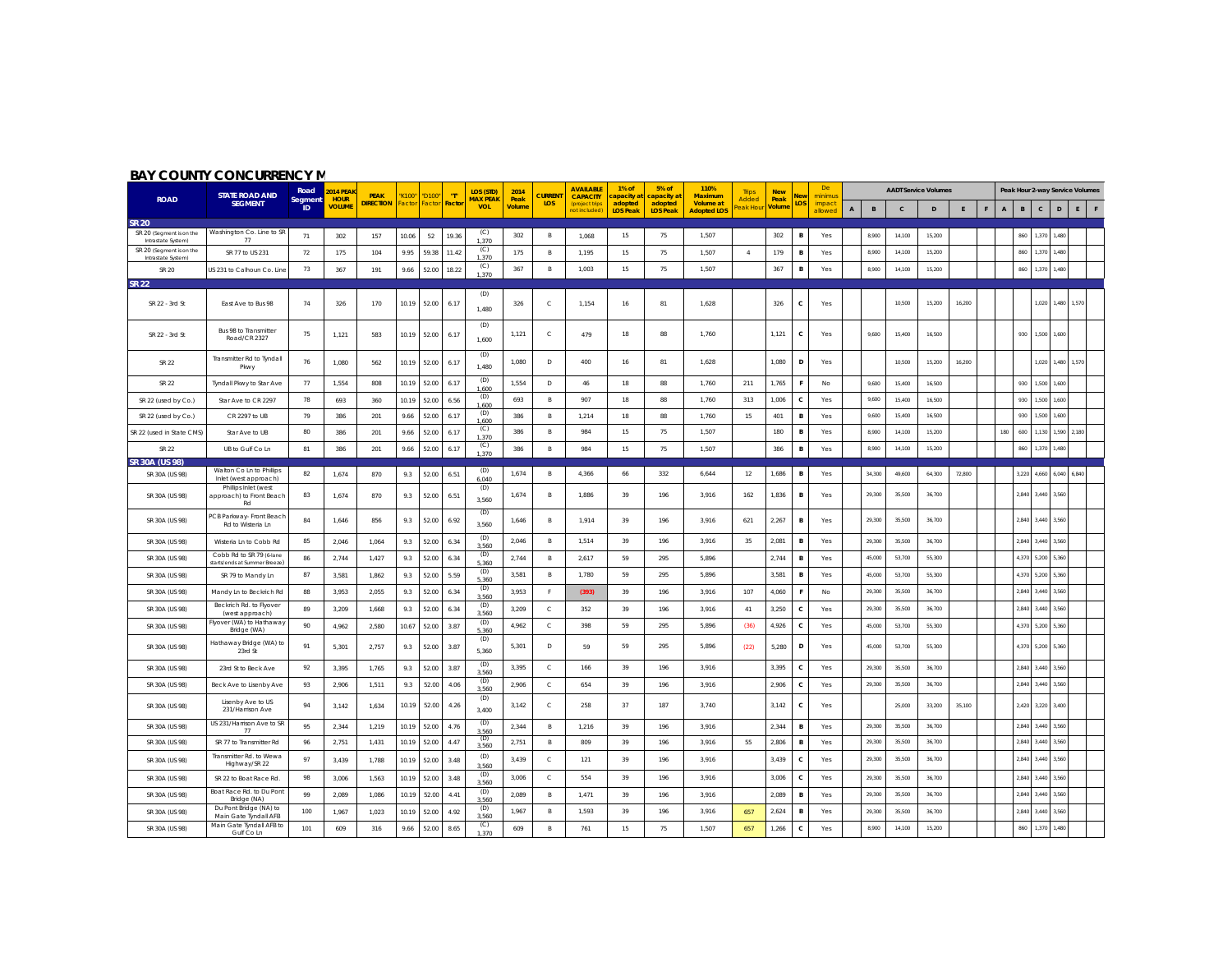## BAY COUNTY CONCURRENCY M

| ROAD | STATE ROAD AND SEGMENT | Road Segment ID | 2014 PEAK HOUR VOLUME | PEAK DIRECTION | "K100" Factor | "D100" Factor | "T" Factor | LOS (STD) MAX PEAK VOL | 2014 Peak Volume | CURRENT LOS | AVAILABLE CAPACITY (project trips not included) | 1% of capacity at adopted LOS Peak | 5% of capacity at adopted LOS Peak | 110% Maximum Volume at Adopted LOS | Trips Added Peak Hour | New Peak Volume | New LOS | De minimus impact allowed | AADT Service Volumes | | | | | | Peak Hour 2-way Service Volumes | | | | | |
|---|---|---|---|---|---|---|---|---|---|---|---|---|---|---|---|---|---|---|---|---|---|---|---|---|---|---|---|---|---|---|
| | | | | | | | | | | | | | | | | | | | A | B | C | D | E | F | A | B | C | D | E | F |
| **SR 20** | | | | | | | | | | | | | | | | | | | | | | | | | | | | | | |
| SR 20 (Segment is on the Intrastate System) | Washington Co. Line to SR 77 | 71 | 302 | 157 | 10.06 | 52 | 19.36 | (C) 1,370 | 302 | B | 1,068 | 15 | 75 | 1,507 | | 302 | B | Yes | | 8,900 | 14,100 | 15,200 | | | | 860 | 1,370 | 1,480 | | |
| SR 20 (Segment is on the Intrastate System) | SR 77 to US 231 | 72 | 175 | 104 | 9.95 | 59.38 | 11.42 | (C) 1,370 | 175 | B | 1,195 | 15 | 75 | 1,507 | 4 | 179 | B | Yes | | 8,900 | 14,100 | 15,200 | | | | 860 | 1,370 | 1,480 | | |
| SR 20 | US 231 to Calhoun Co. Line | 73 | 367 | 191 | 9.66 | 52.00 | 18.22 | (C) 1,370 | 367 | B | 1,003 | 15 | 75 | 1,507 | | 367 | B | Yes | | 8,900 | 14,100 | 15,200 | | | | 860 | 1,370 | 1,480 | | |
| **SR 22** | | | | | | | | | | | | | | | | | | | | | | | | | | | | | | |
| SR 22 - 3rd St | East Ave to Bus 98 | 74 | 326 | 170 | 10.19 | 52.00 | 6.17 | (D) 1,480 | 326 | C | 1,154 | 16 | 81 | 1,628 | | 326 | C | Yes | | | 10,500 | 15,200 | 16,200 | | | | 1,020 | 1,480 | 1,570 | |
| SR 22 - 3rd St | Bus 98 to Transmitter Road/CR 2327 | 75 | 1,121 | 583 | 10.19 | 52.00 | 6.17 | (D) 1,600 | 1,121 | C | 479 | 18 | 88 | 1,760 | | 1,121 | C | Yes | | 9,600 | 15,400 | 16,500 | | | | 930 | 1,500 | 1,600 | | |
| SR 22 | Transmitter Rd to Tyndall Pkwy | 76 | 1,080 | 562 | 10.19 | 52.00 | 6.17 | (D) 1,480 | 1,080 | D | 400 | 16 | 81 | 1,628 | | 1,080 | D | Yes | | | 10,500 | 15,200 | 16,200 | | | | 1,020 | 1,480 | 1,570 | |
| SR 22 | Tyndall Pkwy to Star Ave | 77 | 1,554 | 808 | 10.19 | 52.00 | 6.17 | (D) 1,600 | 1,554 | D | 46 | 18 | 88 | 1,760 | 211 | 1,765 | F | No | | 9,600 | 15,400 | 16,500 | | | | 930 | 1,500 | 1,600 | | |
| SR 22 (used by Co.) | Star Ave to CR 2297 | 78 | 693 | 360 | 10.19 | 52.00 | 6.56 | (D) 1,600 | 693 | B | 907 | 18 | 88 | 1,760 | 313 | 1,006 | C | Yes | | 9,600 | 15,400 | 16,500 | | | | 930 | 1,500 | 1,600 | | |
| SR 22 (used by Co.) | CR 2297 to UB | 79 | 386 | 201 | 9.66 | 52.00 | 6.17 | (D) 1,600 | 386 | B | 1,214 | 18 | 88 | 1,760 | 15 | 401 | B | Yes | | 9,600 | 15,400 | 16,500 | | | | 930 | 1,500 | 1,600 | | |
| SR 22 (used in State CMS) | Star Ave to UB | 80 | 386 | 201 | 9.66 | 52.00 | 6.17 | (C) 1,370 | 386 | B | 984 | 15 | 75 | 1,507 | | 180 | B | Yes | | 8,900 | 14,100 | 15,200 | | | 180 | 600 | 1,130 | 1,590 | 2,180 | |
| SR 22 | UB to Gulf Co Ln | 81 | 386 | 201 | 9.66 | 52.00 | 6.17 | (C) 1,370 | 386 | B | 984 | 15 | 75 | 1,507 | | 386 | B | Yes | | 8,900 | 14,100 | 15,200 | | | | 860 | 1,370 | 1,480 | | |
| **SR 30A (US 98)** | | | | | | | | | | | | | | | | | | | | | | | | | | | | | | |
| SR 30A (US 98) | Walton Co Ln to Phillips Inlet (west approach) | 82 | 1,674 | 870 | 9.3 | 52.00 | 6.51 | (D) 6,040 | 1,674 | B | 4,366 | 66 | 332 | 6,644 | 12 | 1,686 | B | Yes | | 34,300 | 49,600 | 64,300 | 72,800 | | | 3,220 | 4,660 | 6,040 | 6,840 | |
| SR 30A (US 98) | Phillips Inlet (west approach) to Front Beach Rd | 83 | 1,674 | 870 | 9.3 | 52.00 | 6.51 | (D) 3,560 | 1,674 | B | 1,886 | 39 | 196 | 3,916 | 162 | 1,836 | B | Yes | | 29,300 | 35,500 | 36,700 | | | | 2,840 | 3,440 | 3,560 | | |
| SR 30A (US 98) | PCB Parkway- Front Beach Rd to Wisteria Ln | 84 | 1,646 | 856 | 9.3 | 52.00 | 6.92 | (D) 3,560 | 1,646 | B | 1,914 | 39 | 196 | 3,916 | 621 | 2,267 | B | Yes | | 29,300 | 35,500 | 36,700 | | | | 2,840 | 3,440 | 3,560 | | |
| SR 30A (US 98) | Wisteria Ln to Cobb Rd | 85 | 2,046 | 1,064 | 9.3 | 52.00 | 6.34 | (D) 3,560 | 2,046 | B | 1,514 | 39 | 196 | 3,916 | 35 | 2,081 | B | Yes | | 29,300 | 35,500 | 36,700 | | | | 2,840 | 3,440 | 3,560 | | |
| SR 30A (US 98) | Cobb Rd to SR 79 (6-lane starts/ends at Summer Breeze) | 86 | 2,744 | 1,427 | 9.3 | 52.00 | 6.34 | (D) 5,360 | 2,744 | B | 2,617 | 59 | 295 | 5,896 | | 2,744 | B | Yes | | 45,000 | 53,700 | 55,300 | | | | 4,370 | 5,200 | 5,360 | | |
| SR 30A (US 98) | SR 79 to Mandy Ln | 87 | 3,581 | 1,862 | 9.3 | 52.00 | 5.59 | (D) 5,360 | 3,581 | B | 1,780 | 59 | 295 | 5,896 | | 3,581 | B | Yes | | 45,000 | 53,700 | 55,300 | | | | 4,370 | 5,200 | 5,360 | | |
| SR 30A (US 98) | Mandy Ln to Beckrich Rd | 88 | 3,953 | 2,055 | 9.3 | 52.00 | 6.34 | (D) 3,560 | 3,953 | F | (393) | 39 | 196 | 3,916 | 107 | 4,060 | F | No | | 29,300 | 35,500 | 36,700 | | | | 2,840 | 3,440 | 3,560 | | |
| SR 30A (US 98) | Beckrich Rd. to Flyover (west approach) | 89 | 3,209 | 1,668 | 9.3 | 52.00 | 6.34 | (D) 3,560 | 3,209 | C | 352 | 39 | 196 | 3,916 | 41 | 3,250 | C | Yes | | 29,300 | 35,500 | 36,700 | | | | 2,840 | 3,440 | 3,560 | | |
| SR 30A (US 98) | Flyover (WA) to Hathaway Bridge (WA) | 90 | 4,962 | 2,580 | 10.67 | 52.00 | 3.87 | (D) 5,360 | 4,962 | C | 398 | 59 | 295 | 5,896 | (36) | 4,926 | C | Yes | | 45,000 | 53,700 | 55,300 | | | | 4,370 | 5,200 | 5,360 | | |
| SR 30A (US 98) | Hathaway Bridge (WA) to 23rd St | 91 | 5,301 | 2,757 | 9.3 | 52.00 | 3.87 | (D) 5,360 | 5,301 | D | 59 | 59 | 295 | 5,896 | (22) | 5,280 | D | Yes | | 45,000 | 53,700 | 55,300 | | | | 4,370 | 5,200 | 5,360 | | |
| SR 30A (US 98) | 23rd St to Beck Ave | 92 | 3,395 | 1,765 | 9.3 | 52.00 | 3.87 | (D) 3,560 | 3,395 | C | 166 | 39 | 196 | 3,916 | | 3,395 | C | Yes | | 29,300 | 35,500 | 36,700 | | | | 2,840 | 3,440 | 3,560 | | |
| SR 30A (US 98) | Beck Ave to Lisenby Ave | 93 | 2,906 | 1,511 | 9.3 | 52.00 | 4.06 | (D) 3,560 | 2,906 | C | 654 | 39 | 196 | 3,916 | | 2,906 | C | Yes | | 29,300 | 35,500 | 36,700 | | | | 2,840 | 3,440 | 3,560 | | |
| SR 30A (US 98) | Lisenby Ave to US 231/Harrison Ave | 94 | 3,142 | 1,634 | 10.19 | 52.00 | 4.26 | (D) 3,400 | 3,142 | C | 258 | 37 | 187 | 3,740 | | 3,142 | C | Yes | | | 25,000 | 33,200 | 35,100 | | | | 2,420 | 3,220 | 3,400 | |
| SR 30A (US 98) | US 231/Harrison Ave to SR 77 | 95 | 2,344 | 1,219 | 10.19 | 52.00 | 4.76 | (D) 3,560 | 2,344 | B | 1,216 | 39 | 196 | 3,916 | | 2,344 | B | Yes | | 29,300 | 35,500 | 36,700 | | | | 2,840 | 3,440 | 3,560 | | |
| SR 30A (US 98) | SR 77 to Transmitter Rd | 96 | 2,751 | 1,431 | 10.19 | 52.00 | 4.47 | (D) 3,560 | 2,751 | B | 809 | 39 | 196 | 3,916 | 55 | 2,806 | B | Yes | | 29,300 | 35,500 | 36,700 | | | | 2,840 | 3,440 | 3,560 | | |
| SR 30A (US 98) | Transmitter Rd. to Wewa Highway/SR 22 | 97 | 3,439 | 1,788 | 10.19 | 52.00 | 3.48 | (D) 3,560 | 3,439 | C | 121 | 39 | 196 | 3,916 | | 3,439 | C | Yes | | 29,300 | 35,500 | 36,700 | | | | 2,840 | 3,440 | 3,560 | | |
| SR 30A (US 98) | SR 22 to Boat Race Rd. | 98 | 3,006 | 1,563 | 10.19 | 52.00 | 3.48 | (D) 3,560 | 3,006 | C | 554 | 39 | 196 | 3,916 | | 3,006 | C | Yes | | 29,300 | 35,500 | 36,700 | | | | 2,840 | 3,440 | 3,560 | | |
| SR 30A (US 98) | Boat Race Rd. to Du Pont Bridge (NA) | 99 | 2,089 | 1,086 | 10.19 | 52.00 | 4.41 | (D) 3,560 | 2,089 | B | 1,471 | 39 | 196 | 3,916 | | 2,089 | B | Yes | | 29,300 | 35,500 | 36,700 | | | | 2,840 | 3,440 | 3,560 | | |
| SR 30A (US 98) | Du Pont Bridge (NA) to Main Gate Tyndall AFB | 100 | 1,967 | 1,023 | 10.19 | 52.00 | 4.92 | (D) 3,560 | 1,967 | B | 1,593 | 39 | 196 | 3,916 | 657 | 2,624 | B | Yes | | 29,300 | 35,500 | 36,700 | | | | 2,840 | 3,440 | 3,560 | | |
| SR 30A (US 98) | Main Gate Tyndall AFB to Gulf Co Ln | 101 | 609 | 316 | 9.66 | 52.00 | 8.65 | (C) 1,370 | 609 | B | 761 | 15 | 75 | 1,507 | 657 | 1,266 | C | Yes | | 8,900 | 14,100 | 15,200 | | | | 860 | 1,370 | 1,480 | | |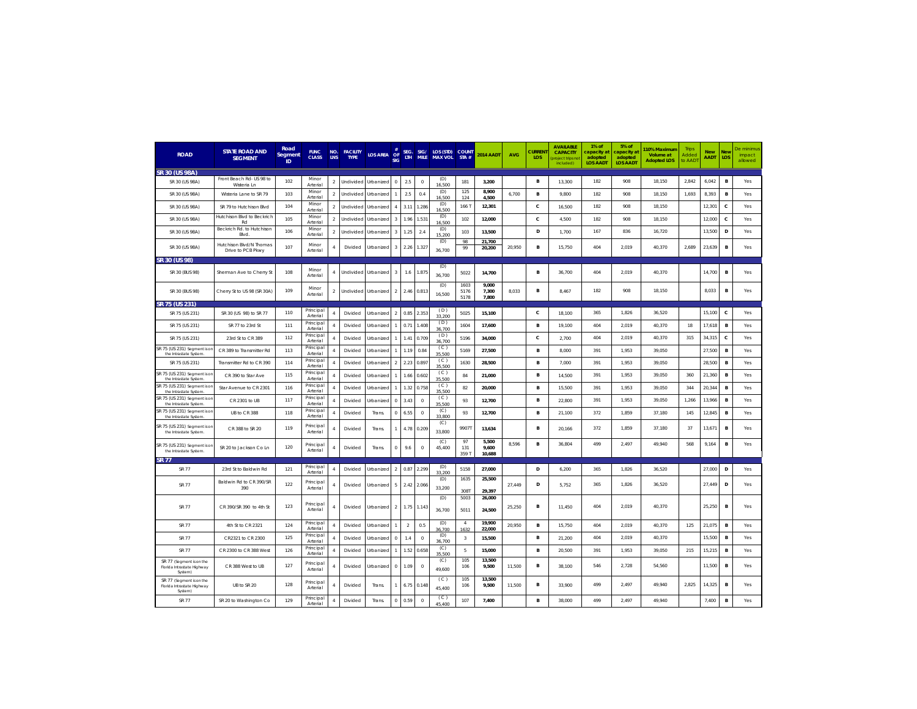| ROAD | STATE ROAD AND SEGMENT | Road Segment ID | FUNC CLASS | NO. LNS | FACILITY TYPE | LOS AREA | # OF SIG | SEG. LTH | SIG/ MILE | LOS (STD) MAX VOL | COUNT STA # | 2014 AADT | AVG | CURRENT LOS | AVAILABLE CAPACITY (project trips not included) | 1% of capacity at adopted LOS AADT | 5% of capacity at adopted LOS AADT | 110% Maximum Volume at Adopted LOS | Trips Added to AADT | New AADT | New LOS | De minimus impact allowed |
|---|---|---|---|---|---|---|---|---|---|---|---|---|---|---|---|---|---|---|---|---|---|---|
| **SR 30 (US 98A)** | | | | | | | | | | | | | | | | | | | | | | |
| SR 30 (US 98A) | Front Beach Rd - US 98 to Wisteria Ln | 102 | Minor Arterial | 2 | Undivided | Urbanized | 0 | 2.5 | 0 | (D) 16,500 | 181 | 3,200 | | B | 13,300 | 182 | 908 | 18,150 | 2,842 | 6,042 | B | Yes |
| SR 30 (US 98A) | Wisteria Lane to SR 79 | 103 | Minor Arterial | 2 | Undivided | Urbanized | 1 | 2.5 | 0.4 | (D) 16,500 | 125 124 | 8,900 4,500 | 6,700 | B | 9,800 | 182 | 908 | 18,150 | 1,693 | 8,393 | B | Yes |
| SR 30 (US 98A) | SR 79 to Hutchison Blvd | 104 | Minor Arterial | 2 | Undivided | Urbanized | 4 | 3.11 | 1.286 | (D) 16,500 | 166 T | 12,301 | | C | 16,500 | 182 | 908 | 18,150 | | 12,301 | C | Yes |
| SR 30 (US 98A) | Hutchison Blvd to Beckrich Rd | 105 | Minor Arterial | 2 | Undivided | Urbanized | 3 | 1.96 | 1.531 | (D) 16,500 | 102 | 12,000 | | C | 4,500 | 182 | 908 | 18,150 | | 12,000 | C | Yes |
| SR 30 (US 98A) | Beckrich Rd. to Hutchison Blvd. | 106 | Minor Arterial | 2 | Undivided | Urbanized | 3 | 1.25 | 2.4 | (D) 15,200 | 103 | 13,500 | | D | 1,700 | 167 | 836 | 16,720 | | 13,500 | D | Yes |
| SR 30 (US 98A) | Hutchison Blvd/N Thomas Drive to PCB Pkwy | 107 | Minor Arterial | 4 | Divided | Urbanized | 3 | 2.26 | 1.327 | (D) 36,700 | 98 99 | 21,700 20,200 | 20,950 | B | 15,750 | 404 | 2,019 | 40,370 | 2,689 | 23,639 | B | Yes |
| **SR 30 (US 98)** | | | | | | | | | | | | | | | | | | | | | | |
| SR 30 (BUS 98) | Sherman Ave to Cherry St | 108 | Minor Arterial | 4 | Undivided | Urbanized | 3 | 1.6 | 1.875 | (D) 36,700 | 5022 | 14,700 | | B | 36,700 | 404 | 2,019 | 40,370 | | 14,700 | B | Yes |
| SR 30 (BUS 98) | Cherry St to US 98 (SR 30A) | 109 | Minor Arterial | 2 | Undivided | Urbanized | 2 | 2.46 | 0.813 | (D) 16,500 | 1603 5176 5178 | 9,000 7,300 7,800 | 8,033 | B | 8,467 | 182 | 908 | 18,150 | | 8,033 | B | Yes |
| **SR 75 (US 231)** | | | | | | | | | | | | | | | | | | | | | | |
| SR 75 (US 231) | SR 30 (US 98) to SR 77 | 110 | Principal Arterial | 4 | Divided | Urbanized | 2 | 0.85 | 2.353 | (D) 33,200 | 5025 | 15,100 | | C | 18,100 | 365 | 1,826 | 36,520 | | 15,100 | C | Yes |
| SR 75 (US 231) | SR 77 to 23rd St | 111 | Principal Arterial | 4 | Divided | Urbanized | 1 | 0.71 | 1.408 | (D) 36,700 | 1604 | 17,600 | | B | 19,100 | 404 | 2,019 | 40,370 | 18 | 17,618 | B | Yes |
| SR 75 (US 231) | 23rd St to CR 389 | 112 | Principal Arterial | 4 | Divided | Urbanized | 1 | 1.41 | 0.709 | (D) 36,700 | 5196 | 34,000 | | C | 2,700 | 404 | 2,019 | 40,370 | 315 | 34,315 | C | Yes |
| SR 75 (US 231) Segment is on the Intrastate System. | CR 389 to Transmitter Rd | 113 | Principal Arterial | 4 | Divided | Urbanized | 1 | 1.19 | 0.84 | (C) 35,500 | 5169 | 27,500 | | B | 8,000 | 391 | 1,953 | 39,050 | | 27,500 | B | Yes |
| SR 75 (US 231) | Transmitter Rd to CR 390 | 114 | Principal Arterial | 4 | Divided | Urbanized | 2 | 2.23 | 0.897 | (C) 35,500 | 1630 | 28,500 | | B | 7,000 | 391 | 1,953 | 39,050 | | 28,500 | B | Yes |
| SR 75 (US 231) Segment is on the Intrastate System. | CR 390 to Star Ave | 115 | Principal Arterial | 4 | Divided | Urbanized | 1 | 1.66 | 0.602 | (C) 35,500 | 84 | 21,000 | | B | 14,500 | 391 | 1,953 | 39,050 | 360 | 21,360 | B | Yes |
| SR 75 (US 231) Segment is on the Intrastate System. | Star Avenue to CR 2301 | 116 | Principal Arterial | 4 | Divided | Urbanized | 1 | 1.32 | 0.758 | (C) 35,500 | 82 | 20,000 | | B | 15,500 | 391 | 1,953 | 39,050 | 344 | 20,344 | B | Yes |
| SR 75 (US 231) Segment is on the Intrastate System. | CR 2301 to UB | 117 | Principal Arterial | 4 | Divided | Urbanized | 0 | 3.43 | 0 | (C) 35,500 | 93 | 12,700 | | B | 22,800 | 391 | 1,953 | 39,050 | 1,266 | 13,966 | B | Yes |
| SR 75 (US 231) Segment is on the Intrastate System. | UB to CR 388 | 118 | Principal Arterial | 4 | Divided | Trans. | 0 | 6.55 | 0 | (C) 33,800 | 93 | 12,700 | | B | 21,100 | 372 | 1,859 | 37,180 | 145 | 12,845 | B | Yes |
| SR 75 (US 231) Segment is on the Intrastate System. | CR 388 to SR 20 | 119 | Principal Arterial | 4 | Divided | Trans. | 1 | 4.78 | 0.209 | (C) 33,800 | 9907T | 13,634 | | B | 20,166 | 372 | 1,859 | 37,180 | 37 | 13,671 | B | Yes |
| SR 75 (US 231) Segment is on the Intrastate System. | SR 20 to Jackson Co Ln | 120 | Principal Arterial | 4 | Divided | Trans. | 0 | 9.6 | 0 | (C) 45,400 | 97 131 359 T | 5,500 9,600 10,688 | 8,596 | B | 36,804 | 499 | 2,497 | 49,940 | 568 | 9,164 | B | Yes |
| **SR 77** | | | | | | | | | | | | | | | | | | | | | | |
| SR 77 | 23rd St to Baldwin Rd | 121 | Principal Arterial | 4 | Divided | Urbanized | 2 | 0.87 | 2.299 | (D) 33,200 | 5158 | 27,000 | | D | 6,200 | 365 | 1,826 | 36,520 | | 27,000 | D | Yes |
| SR 77 | Baldwin Rd to CR 390/SR 390 | 122 | Principal Arterial | 4 | Divided | Urbanized | 5 | 2.42 | 2.066 | (D) 33,200 | 1635 308T | 25,500 29,397 | 27,449 | D | 5,752 | 365 | 1,826 | 36,520 | | 27,449 | D | Yes |
| SR 77 | CR 390/SR 390 to 4th St | 123 | Principal Arterial | 4 | Divided | Urbanized | 2 | 1.75 | 1.143 | (D) 36,700 | 5003 5011 | 26,000 24,500 | 25,250 | B | 11,450 | 404 | 2,019 | 40,370 | | 25,250 | B | Yes |
| SR 77 | 4th St to CR 2321 | 124 | Principal Arterial | 4 | Divided | Urbanized | 1 | 2 | 0.5 | (D) 36,700 | 4 1632 | 19,900 22,000 | 20,950 | B | 15,750 | 404 | 2,019 | 40,370 | 125 | 21,075 | B | Yes |
| SR 77 | CR2321 to CR 2300 | 125 | Principal Arterial | 4 | Divided | Urbanized | 0 | 1.4 | 0 | (D) 36,700 | 3 | 15,500 | | B | 21,200 | 404 | 2,019 | 40,370 | | 15,500 | B | Yes |
| SR 77 | CR 2300 to CR 388 West | 126 | Principal Arterial | 4 | Divided | Urbanized | 1 | 1.52 | 0.658 | (C) 35,500 | 5 | 15,000 | | B | 20,500 | 391 | 1,953 | 39,050 | 215 | 15,215 | B | Yes |
| SR 77 (Segment is on the Florida Intrastate Highway System) | CR 388 West to UB | 127 | Principal Arterial | 4 | Divided | Urbanized | 0 | 1.09 | 0 | (C) 49,600 | 105 106 | 13,500 9,500 | 11,500 | B | 38,100 | 546 | 2,728 | 54,560 | | 11,500 | B | Yes |
| SR 77 (Segment is on the Florida Intrastate Highway System) | UB to SR 20 | 128 | Principal Arterial | 4 | Divided | Trans. | 1 | 6.75 | 0.148 | (C) 45,400 | 105 106 | 13,500 9,500 | 11,500 | B | 33,900 | 499 | 2,497 | 49,940 | 2,825 | 14,325 | B | Yes |
| SR 77 | SR 20 to Washington Co | 129 | Principal Arterial | 4 | Divided | Trans. | 0 | 0.59 | 0 | (C) 45,400 | 107 | 7,400 | | B | 38,000 | 499 | 2,497 | 49,940 | | 7,400 | B | Yes |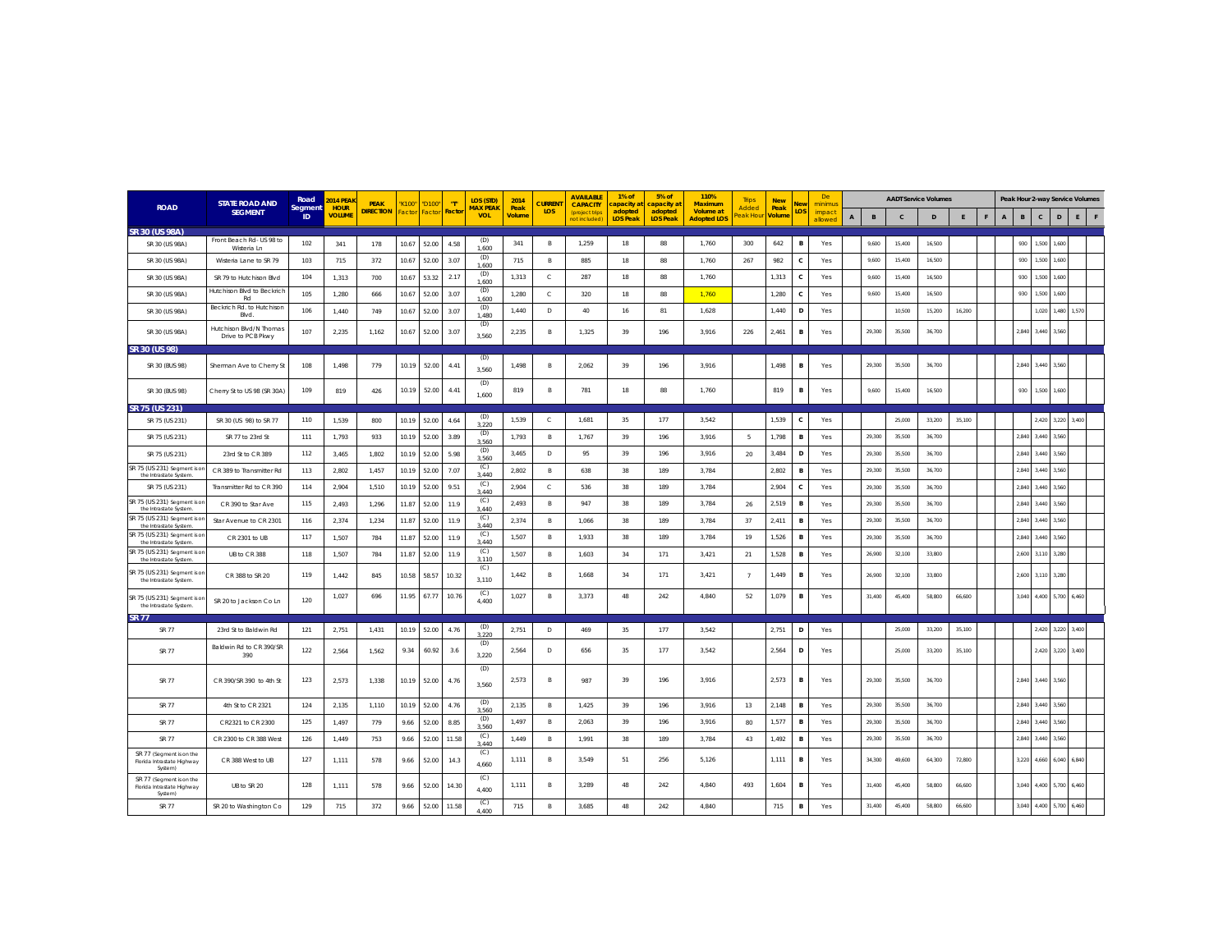| ROAD | STATE ROAD AND SEGMENT | Road Segment ID | 2014 PEAK HOUR VOLUME | PEAK DIRECTION | "K100" Factor | "D100" Factor | "T" Factor | LOS (STD) MAX PEAK VOL | 2014 Peak Volume | CURRENT LOS | AVAILABLE CAPACITY (project trips not included) | 1% of capacity at adopted LOS Peak | 5% of capacity at adopted LOS Peak | 110% Maximum Volume at Adopted LOS | Trips Added Peak Hour | New Peak Volume | New LOS | De minimus impact allowed | AADT Service Volumes | | | | | | Peak Hour 2-way Service Volumes | | | | | |
|---|---|---|---|---|---|---|---|---|---|---|---|---|---|---|---|---|---|---|---|---|---|---|---|---|---|---|---|---|---|---|
| | | | | | | | | | | | | | | | | | | | A | B | C | D | E | F | A | B | C | D | E | F |
| **SR 30 (US 98A)** | | | | | | | | | | | | | | | | | | | | | | | | | | | | | | |
| SR 30 (US 98A) | Front Beach Rd - US 98 to Wisteria Ln | 102 | 341 | 178 | 10.67 | 52.00 | 4.58 | (D) 1,600 | 341 | B | 1,259 | 18 | 88 | 1,760 | 300 | 642 | B | Yes | | 9,600 | 15,400 | 16,500 | | | | 930 | 1,500 | 1,600 | | |
| SR 30 (US 98A) | Wisteria Lane to SR 79 | 103 | 715 | 372 | 10.67 | 52.00 | 3.07 | (D) 1,600 | 715 | B | 885 | 18 | 88 | 1,760 | 267 | 982 | C | Yes | | 9,600 | 15,400 | 16,500 | | | | 930 | 1,500 | 1,600 | | |
| SR 30 (US 98A) | SR 79 to Hutchison Blvd | 104 | 1,313 | 700 | 10.67 | 53.32 | 2.17 | (D) 1,600 | 1,313 | C | 287 | 18 | 88 | 1,760 | | 1,313 | C | Yes | | 9,600 | 15,400 | 16,500 | | | | 930 | 1,500 | 1,600 | | |
| SR 30 (US 98A) | Hutchison Blvd to Beckrich Rd | 105 | 1,280 | 666 | 10.67 | 52.00 | 3.07 | (D) 1,600 | 1,280 | C | 320 | 18 | 88 | 1,760 | | 1,280 | C | Yes | | 9,600 | 15,400 | 16,500 | | | | 930 | 1,500 | 1,600 | | |
| SR 30 (US 98A) | Beckrich Rd. to Hutchison Blvd. | 106 | 1,440 | 749 | 10.67 | 52.00 | 3.07 | (D) 1,480 | 1,440 | D | 40 | 16 | 81 | 1,628 | | 1,440 | D | Yes | | | 10,500 | 15,200 | 16,200 | | | | 1,020 | 1,480 | 1,570 | |
| SR 30 (US 98A) | Hutchison Blvd/N Thomas Drive to PCB Pkwy | 107 | 2,235 | 1,162 | 10.67 | 52.00 | 3.07 | (D) 3,560 | 2,235 | B | 1,325 | 39 | 196 | 3,916 | 226 | 2,461 | B | Yes | | 29,300 | 35,500 | 36,700 | | | | 2,840 | 3,440 | 3,560 | | |
| **SR 30 (US 98)** | | | | | | | | | | | | | | | | | | | | | | | | | | | | | | |
| SR 30 (BUS 98) | Sherman Ave to Cherry St | 108 | 1,498 | 779 | 10.19 | 52.00 | 4.41 | (D) 3,560 | 1,498 | B | 2,062 | 39 | 196 | 3,916 | | 1,498 | B | Yes | | 29,300 | 35,500 | 36,700 | | | | 2,840 | 3,440 | 3,560 | | |
| SR 30 (BUS 98) | Cherry St to US 98 (SR 30A) | 109 | 819 | 426 | 10.19 | 52.00 | 4.41 | (D) 1,600 | 819 | B | 781 | 18 | 88 | 1,760 | | 819 | B | Yes | | 9,600 | 15,400 | 16,500 | | | | 930 | 1,500 | 1,600 | | |
| **SR 75 (US 231)** | | | | | | | | | | | | | | | | | | | | | | | | | | | | | | |
| SR 75 (US 231) | SR 30 (US 98) to SR 77 | 110 | 1,539 | 800 | 10.19 | 52.00 | 4.64 | (D) 3,220 | 1,539 | C | 1,681 | 35 | 177 | 3,542 | | 1,539 | C | Yes | | | 25,000 | 33,200 | 35,100 | | | | 2,420 | 3,220 | 3,400 | |
| SR 75 (US 231) | SR 77 to 23rd St | 111 | 1,793 | 933 | 10.19 | 52.00 | 3.89 | (D) 3,560 | 1,793 | B | 1,767 | 39 | 196 | 3,916 | 5 | 1,798 | B | Yes | | 29,300 | 35,500 | 36,700 | | | | 2,840 | 3,440 | 3,560 | | |
| SR 75 (US 231) | 23rd St to CR 389 | 112 | 3,465 | 1,802 | 10.19 | 52.00 | 5.98 | (D) 3,560 | 3,465 | D | 95 | 39 | 196 | 3,916 | 20 | 3,484 | D | Yes | | 29,300 | 35,500 | 36,700 | | | | 2,840 | 3,440 | 3,560 | | |
| SR 75 (US 231) Segment is on the Intrastate System. | CR 389 to Transmitter Rd | 113 | 2,802 | 1,457 | 10.19 | 52.00 | 7.07 | (C) 3,440 | 2,802 | B | 638 | 38 | 189 | 3,784 | | 2,802 | B | Yes | | 29,300 | 35,500 | 36,700 | | | | 2,840 | 3,440 | 3,560 | | |
| SR 75 (US 231) | Transmitter Rd to CR 390 | 114 | 2,904 | 1,510 | 10.19 | 52.00 | 9.51 | (C) 3,440 | 2,904 | C | 536 | 38 | 189 | 3,784 | | 2,904 | C | Yes | | 29,300 | 35,500 | 36,700 | | | | 2,840 | 3,440 | 3,560 | | |
| SR 75 (US 231) Segment is on the Intrastate System. | CR 390 to Star Ave | 115 | 2,493 | 1,296 | 11.87 | 52.00 | 11.9 | (C) 3,440 | 2,493 | B | 947 | 38 | 189 | 3,784 | 26 | 2,519 | B | Yes | | 29,300 | 35,500 | 36,700 | | | | 2,840 | 3,440 | 3,560 | | |
| SR 75 (US 231) Segment is on the Intrastate System. | Star Avenue to CR 2301 | 116 | 2,374 | 1,234 | 11.87 | 52.00 | 11.9 | (C) 3,440 | 2,374 | B | 1,066 | 38 | 189 | 3,784 | 37 | 2,411 | B | Yes | | 29,300 | 35,500 | 36,700 | | | | 2,840 | 3,440 | 3,560 | | |
| SR 75 (US 231) Segment is on the Intrastate System. | CR 2301 to UB | 117 | 1,507 | 784 | 11.87 | 52.00 | 11.9 | (C) 3,440 | 1,507 | B | 1,933 | 38 | 189 | 3,784 | 19 | 1,526 | B | Yes | | 29,300 | 35,500 | 36,700 | | | | 2,840 | 3,440 | 3,560 | | |
| SR 75 (US 231) Segment is on the Intrastate System. | UB to CR 388 | 118 | 1,507 | 784 | 11.87 | 52.00 | 11.9 | (C) 3,110 | 1,507 | B | 1,603 | 34 | 171 | 3,421 | 21 | 1,528 | B | Yes | | 26,900 | 32,100 | 33,800 | | | | 2,600 | 3,110 | 3,280 | | |
| SR 75 (US 231) Segment is on the Intrastate System. | CR 388 to SR 20 | 119 | 1,442 | 845 | 10.58 | 58.57 | 10.32 | (C) 3,110 | 1,442 | B | 1,668 | 34 | 171 | 3,421 | 7 | 1,449 | B | Yes | | 26,900 | 32,100 | 33,800 | | | | 2,600 | 3,110 | 3,280 | | |
| SR 75 (US 231) Segment is on the Intrastate System. | SR 20 to Jackson Co Ln | 120 | 1,027 | 696 | 11.95 | 67.77 | 10.76 | (C) 4,400 | 1,027 | B | 3,373 | 48 | 242 | 4,840 | 52 | 1,079 | B | Yes | | 31,400 | 45,400 | 58,800 | 66,600 | | | 3,040 | 4,400 | 5,700 | 6,460 | |
| **SR 77** | | | | | | | | | | | | | | | | | | | | | | | | | | | | | | |
| SR 77 | 23rd St to Baldwin Rd | 121 | 2,751 | 1,431 | 10.19 | 52.00 | 4.76 | (D) 3,220 | 2,751 | D | 469 | 35 | 177 | 3,542 | | 2,751 | D | Yes | | | 25,000 | 33,200 | 35,100 | | | | 2,420 | 3,220 | 3,400 | |
| SR 77 | Baldwin Rd to CR 390/SR 390 | 122 | 2,564 | 1,562 | 9.34 | 60.92 | 3.6 | (D) 3,220 | 2,564 | D | 656 | 35 | 177 | 3,542 | | 2,564 | D | Yes | | | 25,000 | 33,200 | 35,100 | | | | 2,420 | 3,220 | 3,400 | |
| SR 77 | CR 390/SR 390 to 4th St | 123 | 2,573 | 1,338 | 10.19 | 52.00 | 4.76 | (D) 3,560 | 2,573 | B | 987 | 39 | 196 | 3,916 | | 2,573 | B | Yes | | 29,300 | 35,500 | 36,700 | | | | 2,840 | 3,440 | 3,560 | | |
| SR 77 | 4th St to CR 2321 | 124 | 2,135 | 1,110 | 10.19 | 52.00 | 4.76 | (D) 3,560 | 2,135 | B | 1,425 | 39 | 196 | 3,916 | 13 | 2,148 | B | Yes | | 29,300 | 35,500 | 36,700 | | | | 2,840 | 3,440 | 3,560 | | |
| SR 77 | CR2321 to CR 2300 | 125 | 1,497 | 779 | 9.66 | 52.00 | 8.85 | (D) 3,560 | 1,497 | B | 2,063 | 39 | 196 | 3,916 | 80 | 1,577 | B | Yes | | 29,300 | 35,500 | 36,700 | | | | 2,840 | 3,440 | 3,560 | | |
| SR 77 | CR 2300 to CR 388 West | 126 | 1,449 | 753 | 9.66 | 52.00 | 11.58 | (C) 3,440 | 1,449 | B | 1,991 | 38 | 189 | 3,784 | 43 | 1,492 | B | Yes | | 29,300 | 35,500 | 36,700 | | | | 2,840 | 3,440 | 3,560 | | |
| SR 77 (Segment is on the Florida Intrastate Highway System) | CR 388 West to UB | 127 | 1,111 | 578 | 9.66 | 52.00 | 14.3 | (C) 4,660 | 1,111 | B | 3,549 | 51 | 256 | 5,126 | | 1,111 | B | Yes | | 34,300 | 49,600 | 64,300 | 72,800 | | | 3,220 | 4,660 | 6,040 | 6,840 | |
| SR 77 (Segment is on the Florida Intrastate Highway System) | UB to SR 20 | 128 | 1,111 | 578 | 9.66 | 52.00 | 14.30 | (C) 4,400 | 1,111 | B | 3,289 | 48 | 242 | 4,840 | 493 | 1,604 | B | Yes | | 31,400 | 45,400 | 58,800 | 66,600 | | | 3,040 | 4,400 | 5,700 | 6,460 | |
| SR 77 | SR 20 to Washington Co | 129 | 715 | 372 | 9.66 | 52.00 | 11.58 | (C) 4,400 | 715 | B | 3,685 | 48 | 242 | 4,840 | | 715 | B | Yes | | 31,400 | 45,400 | 58,800 | 66,600 | | | 3,040 | 4,400 | 5,700 | 6,460 | |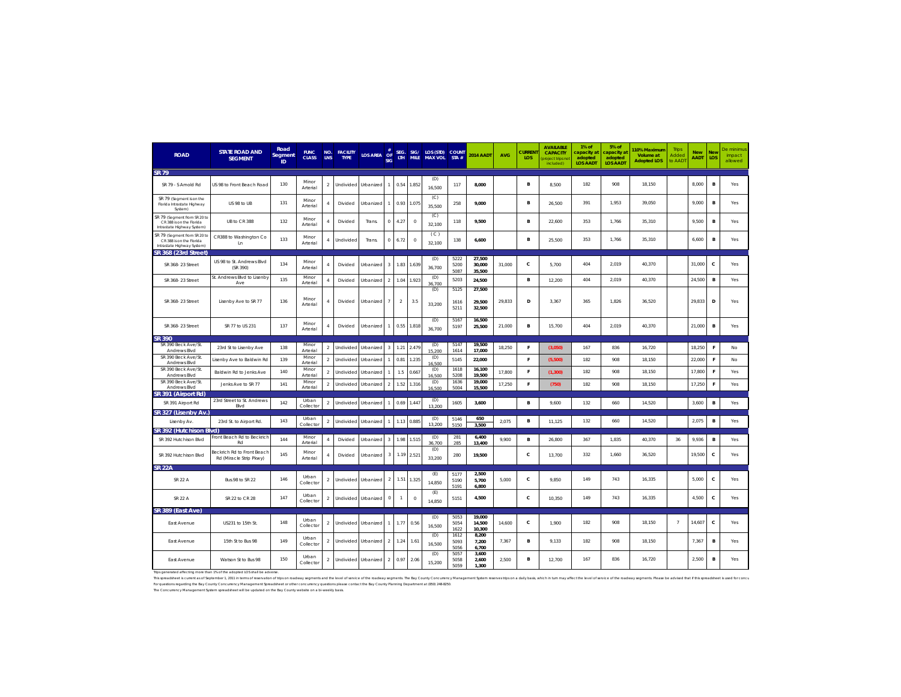| ROAD | STATE ROAD AND SEGMENT | Road Segment ID | FUNC CLASS | NO. LNS | FACILITY TYPE | LOS AREA | # OF SIG | SEG. LTH | SIG/ MILE | LOS (STD) MAX VOL | COUNT STA # | 2014 AADT | AVG | CURRENT LOS | AVAILABLE CAPACITY (project trips not included) | 1% of capacity at adopted LOS AADT | 5% of capacity at adopted LOS AADT | 110% Maximum Volume at Adopted LOS | Trips Added to AADT | New AADT | New LOS | De minimus impact allowed |
|---|---|---|---|---|---|---|---|---|---|---|---|---|---|---|---|---|---|---|---|---|---|---|
| **SR 79** | | | | | | | | | | | | | | | | | | | | | | |
| SR 79 - S Arnold Rd | US 98 to Front Beach Road | 130 | Minor Arterial | 2 | Undivided | Urbanized | 1 | 0.54 | 1.852 | (D) 16,500 | 117 | 8,000 | | B | 8,500 | 182 | 908 | 18,150 | | 8,000 | B | Yes |
| SR 79 (Segment is on the Florida Intrastate Highway System) | US 98 to UB | 131 | Minor Arterial | 4 | Divided | Urbanized | 1 | 0.93 | 1.075 | (C) 35,500 | 258 | 9,000 | | B | 26,500 | 391 | 1,953 | 39,050 | | 9,000 | B | Yes |
| SR 79 (Segment from SR 20 to CR 388 is on the Florida Intrastate Highway System) | UB to CR 388 | 132 | Minor Arterial | 4 | Divided | Trans. | 0 | 4.27 | 0 | (C) 32,100 | 118 | 9,500 | | B | 22,600 | 353 | 1,766 | 35,310 | | 9,500 | B | Yes |
| SR 79 (Segment from SR 20 to CR 388 is on the Florida Intrastate Highway System) | CR388 to Washington Co Ln | 133 | Minor Arterial | 4 | Undivided | Trans. | 0 | 6.72 | 0 | ( C ) 32,100 | 138 | 6,600 | | B | 25,500 | 353 | 1,766 | 35,310 | | 6,600 | B | Yes |
| **SR 368 (23rd Street)** | | | | | | | | | | | | | | | | | | | | | | |
| SR 368- 23 Street | US 98 to St. Andrews Blvd (SR 390) | 134 | Minor Arterial | 4 | Divided | Urbanized | 3 | 1.83 | 1.639 | (D) 36,700 | 5222 5200 5087 | 27,500 30,000 35,500 | 31,000 | C | 5,700 | 404 | 2,019 | 40,370 | | 31,000 | C | Yes |
| SR 368- 23 Street | St. Andrews Blvd to Lisenby Ave | 135 | Minor Arterial | 4 | Divided | Urbanized | 2 | 1.04 | 1.923 | (D) 36,700 | 5203 | 24,500 | | B | 12,200 | 404 | 2,019 | 40,370 | | 24,500 | B | Yes |
| SR 368- 23 Street | Lisenby Ave to SR 77 | 136 | Minor Arterial | 4 | Divided | Urbanized | 7 | 2 | 3.5 | (D) 33,200 | 5125 1616 5211 | 27,500 29,500 32,500 | 29,833 | D | 3,367 | 365 | 1,826 | 36,520 | | 29,833 | D | Yes |
| SR 368- 23 Street | SR 77 to US 231 | 137 | Minor Arterial | 4 | Divided | Urbanized | 1 | 0.55 | 1.818 | (D) 36,700 | 5167 5197 | 16,500 25,500 | 21,000 | B | 15,700 | 404 | 2,019 | 40,370 | | 21,000 | B | Yes |
| **SR 390** | | | | | | | | | | | | | | | | | | | | | | |
| SR 390 Beck Ave/St. Andrews Blvd | 23rd St to Lisenby Ave | 138 | Minor Arterial | 2 | Undivided | Urbanized | 3 | 1.21 | 2.479 | (D) 15,200 | 5147 1614 | 19,500 17,000 | 18,250 | F | (3,050) | 167 | 836 | 16,720 | | 18,250 | F | No |
| SR 390 Beck Ave/St. Andrews Blvd | Lisenby Ave to Baldwin Rd | 139 | Minor Arterial | 2 | Undivided | Urbanized | 1 | 0.81 | 1.235 | (D) 16,500 | 5145 | 22,000 | | F | (5,500) | 182 | 908 | 18,150 | | 22,000 | F | No |
| SR 390 Beck Ave/St. Andrews Blvd | Baldwin Rd to Jenks Ave | 140 | Minor Arterial | 2 | Undivided | Urbanized | 1 | 1.5 | 0.667 | (D) 16,500 | 1618 5208 | 16,100 19,500 | 17,800 | F | (1,300) | 182 | 908 | 18,150 | | 17,800 | F | Yes |
| SR 390 Beck Ave/St. Andrews Blvd | Jenks Ave to SR 77 | 141 | Minor Arterial | 2 | Undivided | Urbanized | 2 | 1.52 | 1.316 | (D) 16,500 | 1636 5004 | 19,000 15,500 | 17,250 | F | (750) | 182 | 908 | 18,150 | | 17,250 | F | Yes |
| **SR 391 (Airport Rd)** | | | | | | | | | | | | | | | | | | | | | | |
| SR 391 Airport Rd | 23rd Street to St. Andrews Blvd | 142 | Urban Collector | 2 | Undivided | Urbanized | 1 | 0.69 | 1.447 | (D) 13,200 | 1605 | 3,600 | | B | 9,600 | 132 | 660 | 14,520 | | 3,600 | B | Yes |
| **SR 327 (Lisenby Av.)** | | | | | | | | | | | | | | | | | | | | | | |
| Lisenby Av. | 23rd St. to Airport Rd. | 143 | Urban Collector | 2 | Undivided | Urbanized | 1 | 1.13 | 0.885 | (D) 13,200 | 5146 5150 | 650 3,500 | 2,075 | B | 11,125 | 132 | 660 | 14,520 | | 2,075 | B | Yes |
| **SR 392 (Hutchison Blvd)** | | | | | | | | | | | | | | | | | | | | | | |
| SR 392 Hutchison Blvd | Front Beach Rd to Beckrich Rd | 144 | Minor Arterial | 4 | Divided | Urbanized | 3 | 1.98 | 1.515 | (D) 36,700 | 281 285 | 6,400 13,400 | 9,900 | B | 26,800 | 367 | 1,835 | 40,370 | 36 | 9,936 | B | Yes |
| SR 392 Hutchison Blvd | Beckrich Rd to Front Beach Rd (Miracle Strip Pkwy) | 145 | Minor Arterial | 4 | Divided | Urbanized | 3 | 1.19 | 2.521 | (D) 33,200 | 280 | 19,500 | | C | 13,700 | 332 | 1,660 | 36,520 | | 19,500 | C | Yes |
| **SR 22A** | | | | | | | | | | | | | | | | | | | | | | |
| SR 22 A | Bus 98 to SR 22 | 146 | Urban Collector | 2 | Undivided | Urbanized | 2 | 1.51 | 1.325 | (E) 14,850 | 5177 5190 5191 | 2,500 5,700 6,800 | 5,000 | C | 9,850 | 149 | 743 | 16,335 | | 5,000 | C | Yes |
| SR 22 A | SR 22 to CR 28 | 147 | Urban Collector | 2 | Undivided | Urbanized | 0 | 1 | 0 | (E) 14,850 | 5151 | 4,500 | | C | 10,350 | 149 | 743 | 16,335 | | 4,500 | C | Yes |
| **SR 389 (East Ave)** | | | | | | | | | | | | | | | | | | | | | | |
| East Avenue | US231 to 15th St. | 148 | Urban Collector | 2 | Undivided | Urbanized | 1 | 1.77 | 0.56 | (D) 16,500 | 5053 5054 1622 | 19,000 14,500 10,300 | 14,600 | C | 1,900 | 182 | 908 | 18,150 | 7 | 14,607 | C | Yes |
| East Avenue | 15th St to Bus 98 | 149 | Urban Collector | 2 | Undivided | Urbanized | 2 | 1.24 | 1.61 | (D) 16,500 | 1612 5093 5056 | 8,200 7,200 6,700 | 7,367 | B | 9,133 | 182 | 908 | 18,150 | | 7,367 | B | Yes |
| East Avenue | Watson St to Bus 98 | 150 | Urban Collector | 2 | Undivided | Urbanized | 2 | 0.97 | 2.06 | (D) 15,200 | 5057 5058 5059 | 3,600 2,600 1,300 | 2,500 | B | 12,700 | 167 | 836 | 16,720 | | 2,500 | B | Yes |

Trips generated affecting more than 1% of the adopted LOS shall be adverse.

This spreadsheet is current as of September 1, 2011 in terms of reservation of trips on roadway segments and the level of service of the roadway segments. The Bay County Concurrency Management System reserves trips on a daily basis, which in turn may affect the level of service of the roadway segments. Please be advised that if this spreadsheet is used for concu

For questions regarding the Bay County Concurrency Management Spreadsheet or other concurrency questions please contact the Bay County Planning Department at (850) 248-8250.

The Concurrency Management System spreadsheet will be updated on the Bay County website on a bi-weekly basis.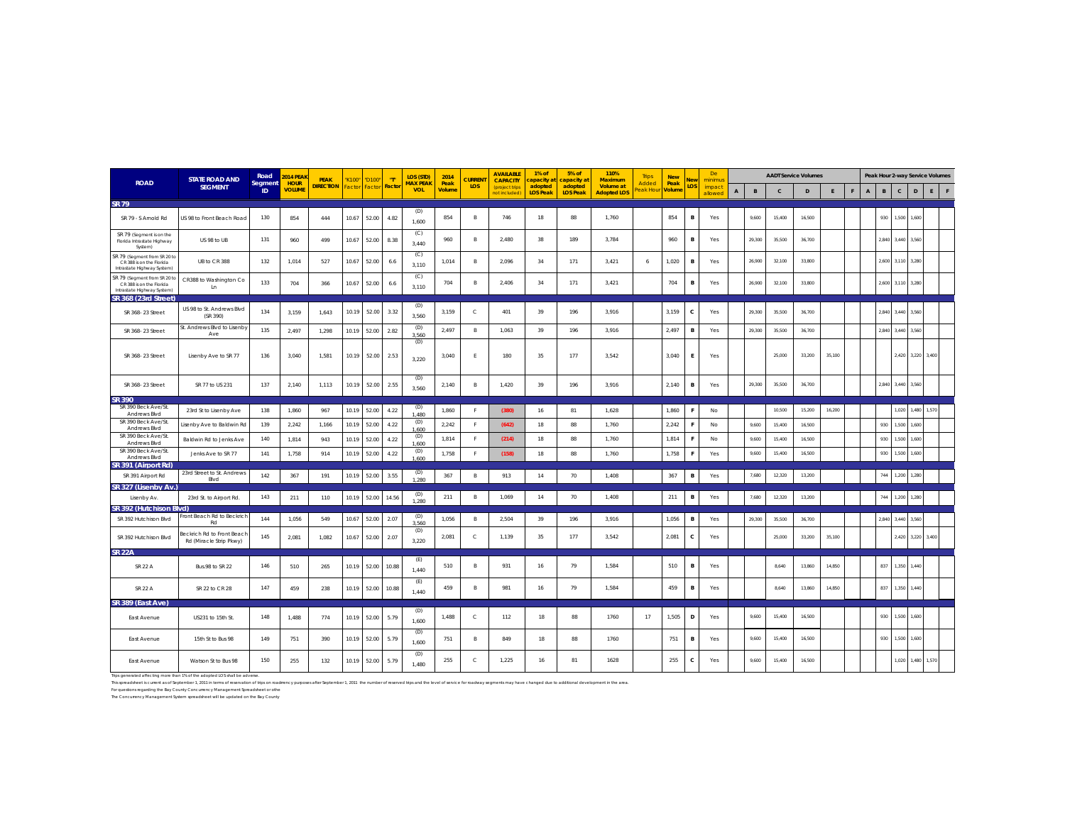| ROAD | STATE ROAD AND SEGMENT | Road Segment ID | 2014 PEAK HOUR VOLUME | PEAK DIRECTION | "K100" Factor | "D100" Factor | "T" Factor | LOS (STD) MAX PEAK VOL | 2014 Peak Volume | CURRENT LOS | AVAILABLE CAPACITY (project trips not included) | 1% of capacity at adopted LOS Peak | 5% of capacity at adopted LOS Peak | 110% Maximum Volume at Adopted LOS | Trips Added Peak Hour | New Peak Volume | New LOS | De minimus impact allowed | AADT Service Volumes A | B | C | D | E | F | Peak Hour 2-way Service Volumes A | B | C | D | E | F |
|---|---|---|---|---|---|---|---|---|---|---|---|---|---|---|---|---|---|---|---|---|---|---|---|---|---|---|---|---|---|---|
| **SR 79** | | | | | | | | | | | | | | | | | | | | | | | | | | | | | | |
| SR 79 - S Arnold Rd | US 98 to Front Beach Road | 130 | 854 | 444 | 10.67 | 52.00 | 4.82 | (D) 1,600 | 854 | B | 746 | 18 | 88 | 1,760 | | 854 | B | Yes | | 9,600 | 15,400 | 16,500 | | | | 930 | 1,500 | 1,600 | | |
| SR 79 (Segment is on the Florida Intrastate Highway System) | US 98 to UB | 131 | 960 | 499 | 10.67 | 52.00 | 8.38 | (C) 3,440 | 960 | B | 2,480 | 38 | 189 | 3,784 | | 960 | B | Yes | | 29,300 | 35,500 | 36,700 | | | | 2,840 | 3,440 | 3,560 | | |
| SR 79 (Segment from SR 20 to CR 388 is on the Florida Intrastate Highway System) | UB to CR 388 | 132 | 1,014 | 527 | 10.67 | 52.00 | 6.6 | (C) 3,110 | 1,014 | B | 2,096 | 34 | 171 | 3,421 | 6 | 1,020 | B | Yes | | 26,900 | 32,100 | 33,800 | | | | 2,600 | 3,110 | 3,280 | | |
| SR 79 (Segment from SR 20 to CR 388 is on the Florida Intrastate Highway System) | CR388 to Washington Co Ln | 133 | 704 | 366 | 10.67 | 52.00 | 6.6 | (C) 3,110 | 704 | B | 2,406 | 34 | 171 | 3,421 | | 704 | B | Yes | | 26,900 | 32,100 | 33,800 | | | | 2,600 | 3,110 | 3,280 | | |
| **SR 368 (23rd Street)** | | | | | | | | | | | | | | | | | | | | | | | | | | | | | | |
| SR 368- 23 Street | US 98 to St. Andrews Blvd (SR 390) | 134 | 3,159 | 1,643 | 10.19 | 52.00 | 3.32 | (D) 3,560 | 3,159 | C | 401 | 39 | 196 | 3,916 | | 3,159 | C | Yes | | 29,300 | 35,500 | 36,700 | | | | 2,840 | 3,440 | 3,560 | | |
| SR 368- 23 Street | St. Andrews Blvd to Lisenby Ave | 135 | 2,497 | 1,298 | 10.19 | 52.00 | 2.82 | (D) 3,560 | 2,497 | B | 1,063 | 39 | 196 | 3,916 | | 2,497 | B | Yes | | 29,300 | 35,500 | 36,700 | | | | 2,840 | 3,440 | 3,560 | | |
| SR 368- 23 Street | Lisenby Ave to SR 77 | 136 | 3,040 | 1,581 | 10.19 | 52.00 | 2.53 | (D) 3,220 | 3,040 | E | 180 | 35 | 177 | 3,542 | | 3,040 | E | Yes | | | 25,000 | 33,200 | 35,100 | | | | 2,420 | 3,220 | 3,400 | |
| SR 368- 23 Street | SR 77 to US 231 | 137 | 2,140 | 1,113 | 10.19 | 52.00 | 2.55 | (D) 3,560 | 2,140 | B | 1,420 | 39 | 196 | 3,916 | | 2,140 | B | Yes | | 29,300 | 35,500 | 36,700 | | | | 2,840 | 3,440 | 3,560 | | |
| **SR 390** | | | | | | | | | | | | | | | | | | | | | | | | | | | | | | |
| SR 390 Beck Ave/St. Andrews Blvd | 23rd St to Lisenby Ave | 138 | 1,860 | 967 | 10.19 | 52.00 | 4.22 | (D) 1,480 | 1,860 | F | (380) | 16 | 81 | 1,628 | | 1,860 | F | No | | | 10,500 | 15,200 | 16,200 | | | | 1,020 | 1,480 | 1,570 | |
| SR 390 Beck Ave/St. Andrews Blvd | Lisenby Ave to Baldwin Rd | 139 | 2,242 | 1,166 | 10.19 | 52.00 | 4.22 | (D) 1,600 | 2,242 | F | (642) | 18 | 88 | 1,760 | | 2,242 | F | No | | 9,600 | 15,400 | 16,500 | | | | 930 | 1,500 | 1,600 | | |
| SR 390 Beck Ave/St. Andrews Blvd | Baldwin Rd to Jenks Ave | 140 | 1,814 | 943 | 10.19 | 52.00 | 4.22 | (D) 1,600 | 1,814 | F | (214) | 18 | 88 | 1,760 | | 1,814 | F | No | | 9,600 | 15,400 | 16,500 | | | | 930 | 1,500 | 1,600 | | |
| SR 390 Beck Ave/St. Andrews Blvd | Jenks Ave to SR 77 | 141 | 1,758 | 914 | 10.19 | 52.00 | 4.22 | (D) 1,600 | 1,758 | F | (158) | 18 | 88 | 1,760 | | 1,758 | F | Yes | | 9,600 | 15,400 | 16,500 | | | | 930 | 1,500 | 1,600 | | |
| **SR 391 (Airport Rd)** | | | | | | | | | | | | | | | | | | | | | | | | | | | | | | |
| SR 391 Airport Rd | 23rd Street to St. Andrews Blvd | 142 | 367 | 191 | 10.19 | 52.00 | 3.55 | (D) 1,280 | 367 | B | 913 | 14 | 70 | 1,408 | | 367 | B | Yes | | 7,680 | 12,320 | 13,200 | | | | 744 | 1,200 | 1,280 | | |
| **SR 327 (Lisenby Av.)** | | | | | | | | | | | | | | | | | | | | | | | | | | | | | | |
| Lisenby Av. | 23rd St. to Airport Rd. | 143 | 211 | 110 | 10.19 | 52.00 | 14.56 | (D) 1,280 | 211 | B | 1,069 | 14 | 70 | 1,408 | | 211 | B | Yes | | 7,680 | 12,320 | 13,200 | | | | 744 | 1,200 | 1,280 | | |
| **SR 392 (Hutchison Blvd)** | | | | | | | | | | | | | | | | | | | | | | | | | | | | | | |
| SR 392 Hutchison Blvd | Front Beach Rd to Beckrich Rd | 144 | 1,056 | 549 | 10.67 | 52.00 | 2.07 | (D) 3,560 | 1,056 | B | 2,504 | 39 | 196 | 3,916 | | 1,056 | B | Yes | | 29,300 | 35,500 | 36,700 | | | | 2,840 | 3,440 | 3,560 | | |
| SR 392 Hutchison Blvd | Beckrich Rd to Front Beach Rd (Miracle Strip Pkwy) | 145 | 2,081 | 1,082 | 10.67 | 52.00 | 2.07 | (D) 3,220 | 2,081 | C | 1,139 | 35 | 177 | 3,542 | | 2,081 | C | Yes | | | 25,000 | 33,200 | 35,100 | | | | 2,420 | 3,220 | 3,400 | |
| **SR 22A** | | | | | | | | | | | | | | | | | | | | | | | | | | | | | | |
| SR 22 A | Bus.98 to SR 22 | 146 | 510 | 265 | 10.19 | 52.00 | 10.88 | (E) 1,440 | 510 | B | 931 | 16 | 79 | 1,584 | | 510 | B | Yes | | | 8,640 | 13,860 | 14,850 | | | | 837 | 1,350 | 1,440 | |
| SR 22 A | SR 22 to CR 28 | 147 | 459 | 238 | 10.19 | 52.00 | 10.88 | (E) 1,440 | 459 | B | 981 | 16 | 79 | 1,584 | | 459 | B | Yes | | | 8,640 | 13,860 | 14,850 | | | | 837 | 1,350 | 1,440 | |
| **SR 389 (East Ave)** | | | | | | | | | | | | | | | | | | | | | | | | | | | | | | |
| East Avenue | US231 to 15th St. | 148 | 1,488 | 774 | 10.19 | 52.00 | 5.79 | (D) 1,600 | 1,488 | C | 112 | 18 | 88 | 1760 | 17 | 1,505 | D | Yes | | 9,600 | 15,400 | 16,500 | | | | 930 | 1,500 | 1,600 | | |
| East Avenue | 15th St to Bus 98 | 149 | 751 | 390 | 10.19 | 52.00 | 5.79 | (D) 1,600 | 751 | B | 849 | 18 | 88 | 1760 | | 751 | B | Yes | | 9,600 | 15,400 | 16,500 | | | | 930 | 1,500 | 1,600 | | |
| East Avenue | Watson St to Bus 98 | 150 | 255 | 132 | 10.19 | 52.00 | 5.79 | (D) 1,480 | 255 | C | 1,225 | 16 | 81 | 1628 | | 255 | C | Yes | | 9,600 | 15,400 | 16,500 | | | | | 1,020 | 1,480 | 1,570 | |

Trips generated affecting more than 1% of the adopted LOS shall be adverse.

This spreadsheet is current as of September 1, 2011 in terms of reservation of trips on roadway purposes after September 1, 2011 the number of reserved trips and the level of service for roadway segments may have changed due to additional development in the area.

For questions regarding the Bay County Concurrency Management Spreadsheet or othe

The Concurrency Management System spreadsheet will be updated on the Bay County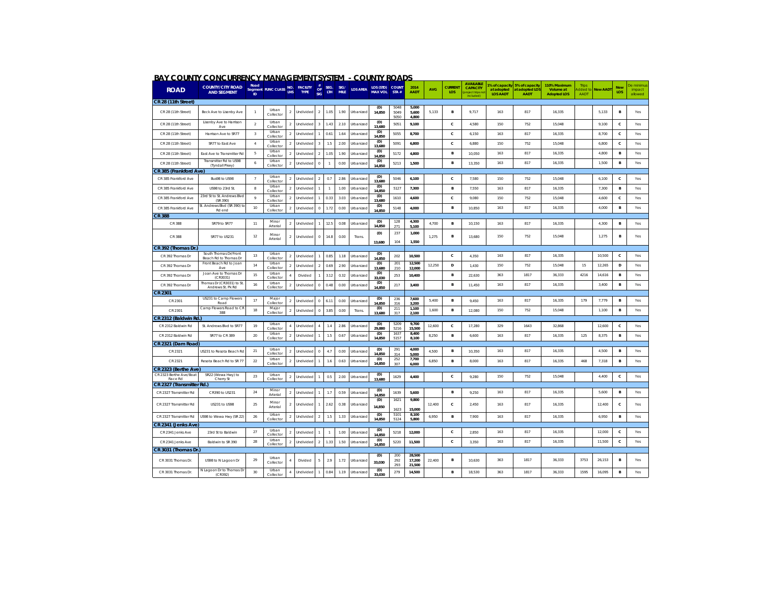# BAY COUNTY CONCURRENCY MANAGEMENT SYSTEM - COUNTY ROADS

| ROAD | COUNTY/CITY ROAD AND SEGMENT | Road Segment ID | FUNC CLASS | NO. LNS | FACILITY TYPE | # OF SIG | SEG. LTH | SIG/ MILE | LOS AREA | LOS (STD) MAX VOL | COUNT STA # | 2014 AADT | AVG | CURRENT LOS | AVAILABLE CAPACITY (project trips not included) | 1% of capacity at adopted LOS AADT | 5% of capacity at adopted LOS AADT | 110% Maximum Volume at Adopted LOS | Trips Added to AADT | New AADT | New LOS | De minimus impact allowed |
|---|---|---|---|---|---|---|---|---|---|---|---|---|---|---|---|---|---|---|---|---|---|---|
| **CR 28 (11th Street)** | | | | | | | | | | | | | | | | | | | | | | |
| CR 28 (11th Street) | Beck Ave to Lisenby Ave | 1 | Urban Collector | 2 | Undivided | 2 | 1.05 | 1.90 | Urbanized | (D) 14,850 | 5048 5049 5050 | 5,000 5,600 4,800 | 5,133 | B | 9,717 | 163 | 817 | 16,335 | | 5,133 | B | Yes |
| CR 28 (11th Street) | Lisenby Ave to Harrison Ave | 2 | Urban Collector | 2 | Undivided | 3 | 1.43 | 2.10 | Urbanized | (D) 13,680 | 5051 | 9,100 | | C | 4,580 | 150 | 752 | 15,048 | | 9,100 | C | Yes |
| CR 28 (11th Street) | Harrison Ave to SR77 | 3 | Urban Collector | 2 | Undivided | 1 | 0.61 | 1.64 | Urbanized | (D) 14,850 | 5055 | 8,700 | | C | 6,150 | 163 | 817 | 16,335 | | 8,700 | C | Yes |
| CR 28 (11th Street) | SR77 to East Ave | 4 | Urban Collector | 2 | Undivided | 3 | 1.5 | 2.00 | Urbanized | (D) 13,680 | 5091 | 6,800 | | C | 6,880 | 150 | 752 | 15,048 | | 6,800 | C | Yes |
| CR 28 (11th Street) | East Ave to Transmitter Rd | 5 | Urban Collector | 2 | Undivided | 2 | 1.05 | 1.90 | Urbanized | (D) 14,850 | 5172 | 4,800 | | B | 10,050 | 163 | 817 | 16,335 | | 4,800 | B | Yes |
| CR 28 (11th Street) | Transmitter Rd to US98 (Tyndall Pkwy) | 6 | Urban Collector | 2 | Undivided | 0 | 1 | 0.00 | Urbanized | (D) 14,850 | 5213 | 1,500 | | B | 13,350 | 163 | 817 | 16,335 | | 1,500 | B | Yes |
| **CR 385 (Frankford Ave)** | | | | | | | | | | | | | | | | | | | | | | |
| CR 385 Frankford Ave | Bus98 to US98 | 7 | Urban Collector | 2 | Undivided | 2 | 0.7 | 2.86 | Urbanized | (D) 13,680 | 5046 | 6,100 | | C | 7,580 | 150 | 752 | 15,048 | | 6,100 | C | Yes |
| CR 385 Frankford Ave | US98 to 23rd St. | 8 | Urban Collector | 2 | Undivided | 1 | 1 | 1.00 | Urbanized | (D) 14,850 | 5127 | 7,300 | | B | 7,550 | 163 | 817 | 16,335 | | 7,300 | B | Yes |
| CR 385 Frankford Ave | 23rd St to St. Andrews Blvd (SR 390) | 9 | Urban Collector | 2 | Undivided | 1 | 0.33 | 3.03 | Urbanized | (D) 13,680 | 1610 | 4,600 | | C | 9,080 | 150 | 752 | 15,048 | | 4,600 | C | Yes |
| CR 385 Frankford Ave | St. Andrews Blvd (SR 390) to Rd end | 10 | Urban Collector | 2 | Undivided | 0 | 1.72 | 0.00 | Urbanized | (D) 14,850 | 5148 | 4,000 | | B | 10,850 | 163 | 817 | 16,335 | | 4,000 | B | Yes |
| **CR 388** | | | | | | | | | | | | | | | | | | | | | | |
| CR 388 | SR79 to SR77 | 11 | Minor Arterial | 2 | Undivided | 1 | 12.5 | 0.08 | Urbanized | (D) 14,850 | 128 271 | 4,300 5,100 | 4,700 | B | 10,150 | 163 | 817 | 16,335 | | 4,300 | B | Yes |
| CR 388 | SR77 to US231 | 12 | Minor Arterial | 2 | Undivided | 0 | 14.8 | 0.00 | Trans. | (D) 13,680 | 237 104 | 1,000 1,550 | 1,275 | B | 13,680 | 150 | 752 | 15,048 | | 1,275 | B | Yes |
| **CR 392 (Thomas Dr.)** | | | | | | | | | | | | | | | | | | | | | | |
| CR 392 Thomas Dr | South Thomas Dr/Front Beach Rd to Thomas Dr | 13 | Urban Collector | 2 | Undivided | 1 | 0.85 | 1.18 | Urbanized | (D) 14,850 | 202 | 10,500 | | C | 4,350 | 163 | 817 | 16,335 | | 10,500 | C | Yes |
| CR 392 Thomas Dr | Front Beach Rd to Joan Ave | 14 | Urban Collector | 2 | Undivided | 2 | 0.69 | 2.90 | Urbanized | (D) 13,680 | 201 210 | 12,500 12,000 | 12,250 | D | 1,430 | 150 | 752 | 15,048 | 15 | 12,265 | D | Yes |
| CR 392 Thomas Dr | Joan Ave to Thomas Dr (CR3031) | 15 | Urban Collector | 4 | Divided | 1 | 3.12 | 0.32 | Urbanized | (D) 33,030 | 253 | 10,400 | | B | 22,630 | 363 | 1817 | 36,333 | 4216 | 14,616 | B | Yes |
| CR 392 Thomas Dr | Thomas Dr (CR3031) to St. Andrews St. Pk Rd | 16 | Urban Collector | 2 | Undivided | 0 | 0.48 | 0.00 | Urbanized | (D) 14,850 | 217 | 3,400 | | B | 11,450 | 163 | 817 | 16,335 | | 3,400 | B | Yes |
| **CR 2301** | | | | | | | | | | | | | | | | | | | | | | |
| CR 2301 | US231 to Camp Flowers Road | 17 | Major Collector | 2 | Undivided | 0 | 6.11 | 0.00 | Urbanized | (D) 14,850 | 236 316 | 7,600 3,200 | 5,400 | B | 9,450 | 163 | 817 | 16,335 | 179 | 7,779 | B | Yes |
| CR 2301 | Camp Flowers Road to CR 388 | 18 | Major Collector | 2 | Undivided | 0 | 3.85 | 0.00 | Trans. | (D) 13,680 | 211 317 | 1,100 2,100 | 1,600 | B | 12,080 | 150 | 752 | 15,048 | | 1,100 | B | Yes |
| **CR 2312 (Baldwin Rd.)** | | | | | | | | | | | | | | | | | | | | | | |
| CR 2312 Baldwin Rd | St. Andrews Blvd to SR77 | 19 | Urban Collector | 4 | Undivided | 4 | 1.4 | 2.86 | Urbanized | (D) 29,880 | 5209 5216 | 9,700 15,500 | 12,600 | C | 17,280 | 329 | 1643 | 32,868 | | 12,600 | C | Yes |
| CR 2312 Baldwin Rd | SR77 to CR 389 | 20 | Urban Collector | 2 | Undivided | 1 | 1.5 | 0.67 | Urbanized | (D) 14,850 | 1637 5157 | 8,400 8,100 | 8,250 | B | 6,600 | 163 | 817 | 16,335 | 125 | 8,375 | B | Yes |
| **CR 2321 (Dam Road)** | | | | | | | | | | | | | | | | | | | | | | |
| CR 2321 | US231 to Resota Beach Rd | 21 | Urban Collector | 2 | Undivided | 0 | 4.7 | 0.00 | Urbanized | (D) 14,850 | 291 314 | 4,000 5,000 | 4,500 | B | 10,350 | 163 | 817 | 16,335 | | 4,500 | B | Yes |
| CR 2321 | Resota Beach Rd to SR 77 | 22 | Urban Collector | 2 | Undivided | 1 | 1.6 | 0.63 | Urbanized | (D) 14,850 | 252 307 | 7,700 6,000 | 6,850 | B | 8,000 | 163 | 817 | 16,335 | 468 | 7,318 | B | Yes |
| **CR 2323 (Berthe Ave)** | | | | | | | | | | | | | | | | | | | | | | |
| CR 2323 Berthe Ave/Boat Race Rd | SR22 (Wewa Hwy) to Cherry St | 23 | Urban Collector | 2 | Undivided | 1 | 0.5 | 2.00 | Urbanized | (D) 13,680 | 1629 | 4,400 | | C | 9,280 | 150 | 752 | 15,048 | | 4,400 | C | Yes |
| **CR 2327 (Transmitter Rd.)** | | | | | | | | | | | | | | | | | | | | | | |
| CR 2327 Transmitter Rd | CR390 to US231 | 24 | Minor Arterial | 2 | Undivided | 1 | 1.7 | 0.59 | Urbanized | (D) 14,850 | 1639 | 5,600 | | B | 9,250 | 163 | 817 | 16,335 | | 5,600 | B | Yes |
| CR 2327 Transmitter Rd | US231 to US98 | 25 | Minor Arterial | 2 | Undivided | 1 | 2.62 | 0.38 | Urbanized | (D) 14,850 | 1621 1623 | 9,800 15,000 | 12,400 | C | 2,450 | 163 | 817 | 16,335 | | 12,400 | C | Yes |
| CR 2327 Transmitter Rd | US98 to Wewa Hwy (SR 22) | 26 | Urban Collector | 2 | Undivided | 2 | 1.5 | 1.33 | Urbanized | (D) 14,850 | 5101 5124 | 8,100 5,800 | 6,950 | B | 7,900 | 163 | 817 | 16,335 | | 6,950 | B | Yes |
| **CR 2341 (Jenks Ave)** | | | | | | | | | | | | | | | | | | | | | | |
| CR 2341 Jenks Ave | 23rd St to Baldwin | 27 | Urban Collector | 2 | Undivided | 1 | 1 | 1.00 | Urbanized | (D) 14,850 | 5218 | 12,000 | | C | 2,850 | 163 | 817 | 16,335 | | 12,000 | C | Yes |
| CR 2341 Jenks Ave | Baldwin to SR 390 | 28 | Urban Collector | 2 | Undivided | 2 | 1.33 | 1.50 | Urbanized | (D) 14,850 | 5220 | 11,500 | | C | 3,350 | 163 | 817 | 16,335 | | 11,500 | C | Yes |
| **CR 3031 (Thomas Dr.)** | | | | | | | | | | | | | | | | | | | | | | |
| CR 3031 Thomas Dr. | US98 to N Lagoon Dr | 29 | Urban Collector | 4 | Divided | 5 | 2.9 | 1.72 | Urbanized | (D) 33,030 | 200 292 293 | 28,500 17,200 21,500 | 22,400 | B | 10,630 | 363 | 1817 | 36,333 | 3753 | 26,153 | B | Yes |
| CR 3031 Thomas Dr. | N Lagoon Dr to Thomas Dr (CR392) | 30 | Urban Collector | 4 | Undivided | 1 | 0.84 | 1.19 | Urbanized | (D) 33,030 | 279 | 14,500 | | B | 18,530 | 363 | 1817 | 36,333 | 1595 | 16,095 | B | Yes |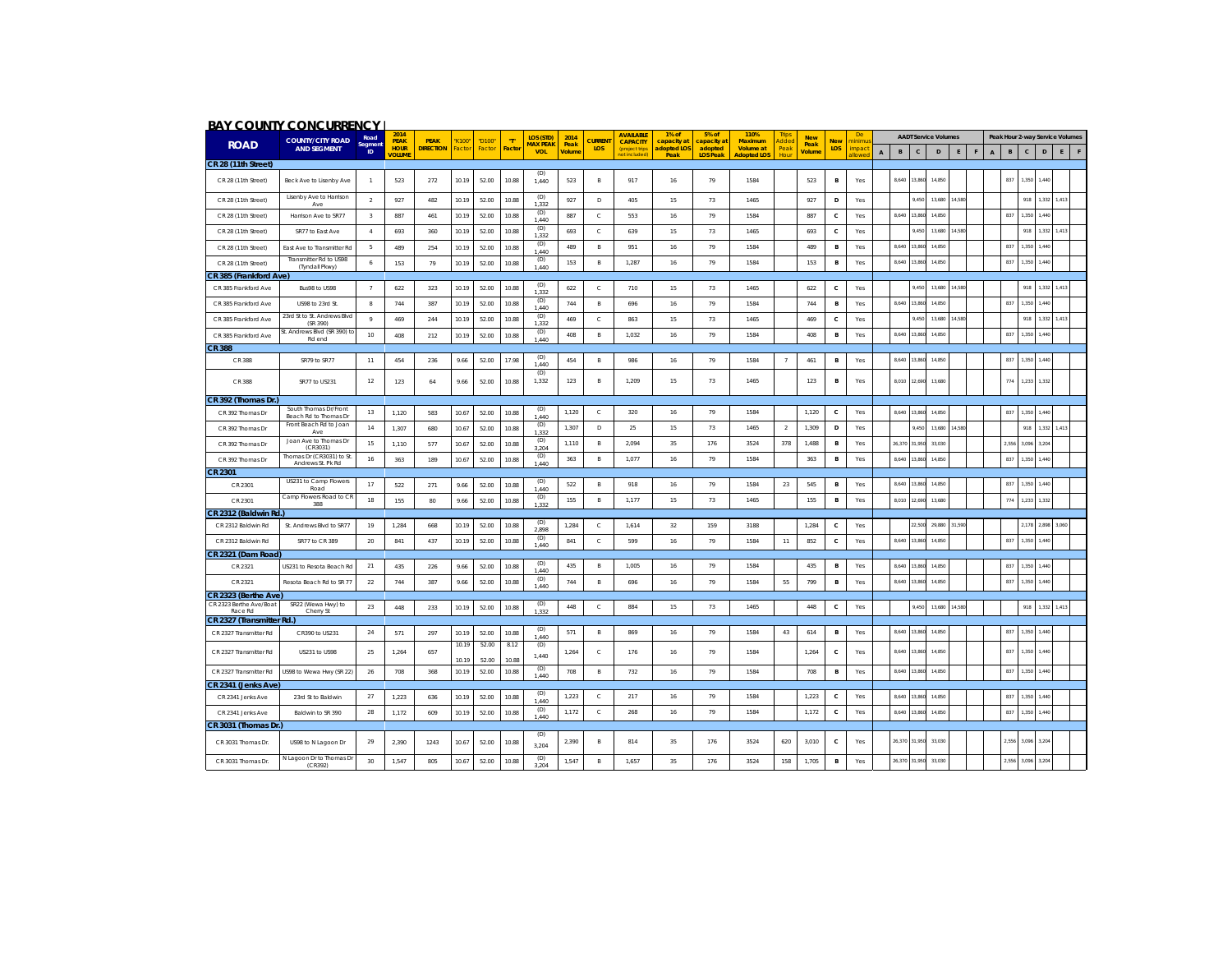## BAY COUNTY CONCURRENCY

| ROAD | COUNTY/CITY ROAD AND SEGMENT | Road Segment ID | 2014 PEAK HOUR VOLUME | PEAK DIRECTION | "K100" Factor | "D100" Factor | "T" Factor | LOS (STD) MAX PEAK VOL | 2014 Peak Volume | CURRENT LOS | AVAILABLE CAPACITY (project trips not included) | 1% of capacity at adopted LOS Peak | 5% of capacity at adopted LOS Peak | 110% Maximum Volume at Adopted LOS | Trips Added Peak Hour | New Peak Volume | New LOS | De minimus impact allowed | AADT Service Volumes A | B | C | D | E | F | Peak Hour 2-way Service Volumes A | B | C | D | E | F |
|---|---|---|---|---|---|---|---|---|---|---|---|---|---|---|---|---|---|---|---|---|---|---|---|---|---|---|---|---|---|---|
| **CR 28 (11th Street)** | | | | | | | | | | | | | | | | | | | | | | | | | | | | | | |
| CR 28 (11th Street) | Beck Ave to Lisenby Ave | 1 | 523 | 272 | 10.19 | 52.00 | 10.88 | (D) 1,440 | 523 | B | 917 | 16 | 79 | 1584 | | 523 | B | Yes | | 8,640 | 13,860 | 14,850 | | | | 837 | 1,350 | 1,440 | | |
| CR 28 (11th Street) | Lisenby Ave to Harrison Ave | 2 | 927 | 482 | 10.19 | 52.00 | 10.88 | (D) 1,332 | 927 | D | 405 | 15 | 73 | 1465 | | 927 | D | Yes | | | 9,450 | 13,680 | 14,580 | | | | 918 | 1,332 | 1,413 | |
| CR 28 (11th Street) | Harrison Ave to SR77 | 3 | 887 | 461 | 10.19 | 52.00 | 10.88 | (D) 1,440 | 887 | C | 553 | 16 | 79 | 1584 | | 887 | C | Yes | | 8,640 | 13,860 | 14,850 | | | | 837 | 1,350 | 1,440 | | |
| CR 28 (11th Street) | SR77 to East Ave | 4 | 693 | 360 | 10.19 | 52.00 | 10.88 | (D) 1,332 | 693 | C | 639 | 15 | 73 | 1465 | | 693 | C | Yes | | | 9,450 | 13,680 | 14,580 | | | | 918 | 1,332 | 1,413 | |
| CR 28 (11th Street) | East Ave to Transmitter Rd | 5 | 489 | 254 | 10.19 | 52.00 | 10.88 | (D) 1,440 | 489 | B | 951 | 16 | 79 | 1584 | | 489 | B | Yes | | 8,640 | 13,860 | 14,850 | | | | 837 | 1,350 | 1,440 | | |
| CR 28 (11th Street) | Transmitter Rd to US98 (Tyndall Pkwy) | 6 | 153 | 79 | 10.19 | 52.00 | 10.88 | (D) 1,440 | 153 | B | 1,287 | 16 | 79 | 1584 | | 153 | B | Yes | | 8,640 | 13,860 | 14,850 | | | | 837 | 1,350 | 1,440 | | |
| **CR 385 (Frankford Ave)** | | | | | | | | | | | | | | | | | | | | | | | | | | | | | | |
| CR 385 Frankford Ave | Bus98 to US98 | 7 | 622 | 323 | 10.19 | 52.00 | 10.88 | (D) 1,332 | 622 | C | 710 | 15 | 73 | 1465 | | 622 | C | Yes | | | 9,450 | 13,680 | 14,580 | | | | 918 | 1,332 | 1,413 | |
| CR 385 Frankford Ave | US98 to 23rd St. | 8 | 744 | 387 | 10.19 | 52.00 | 10.88 | (D) 1,440 | 744 | B | 696 | 16 | 79 | 1584 | | 744 | B | Yes | | 8,640 | 13,860 | 14,850 | | | | 837 | 1,350 | 1,440 | | |
| CR 385 Frankford Ave | 23rd St to St. Andrews Blvd (SR 390) | 9 | 469 | 244 | 10.19 | 52.00 | 10.88 | (D) 1,332 | 469 | C | 863 | 15 | 73 | 1465 | | 469 | C | Yes | | | 9,450 | 13,680 | 14,580 | | | | 918 | 1,332 | 1,413 | |
| CR 385 Frankford Ave | St. Andrews Blvd (SR 390) to Rd end | 10 | 408 | 212 | 10.19 | 52.00 | 10.88 | (D) 1,440 | 408 | B | 1,032 | 16 | 79 | 1584 | | 408 | B | Yes | | 8,640 | 13,860 | 14,850 | | | | 837 | 1,350 | 1,440 | | |
| **CR 388** | | | | | | | | | | | | | | | | | | | | | | | | | | | | | | |
| CR 388 | SR79 to SR77 | 11 | 454 | 236 | 9.66 | 52.00 | 17.98 | (D) 1,440 | 454 | B | 986 | 16 | 79 | 1584 | 7 | 461 | B | Yes | | 8,640 | 13,860 | 14,850 | | | | 837 | 1,350 | 1,440 | | |
| CR 388 | SR77 to US231 | 12 | 123 | 64 | 9.66 | 52.00 | 10.88 | (D) 1,332 | 123 | B | 1,209 | 15 | 73 | 1465 | | 123 | B | Yes | | 8,010 | 12,690 | 13,680 | | | | 774 | 1,233 | 1,332 | | |
| **CR 392 (Thomas Dr.)** | | | | | | | | | | | | | | | | | | | | | | | | | | | | | | |
| CR 392 Thomas Dr | South Thomas Dr/Front Beach Rd to Thomas Dr | 13 | 1,120 | 583 | 10.67 | 52.00 | 10.88 | (D) 1,440 | 1,120 | C | 320 | 16 | 79 | 1584 | | 1,120 | C | Yes | | 8,640 | 13,860 | 14,850 | | | | 837 | 1,350 | 1,440 | | |
| CR 392 Thomas Dr | Front Beach Rd to Joan Ave | 14 | 1,307 | 680 | 10.67 | 52.00 | 10.88 | (D) 1,332 | 1,307 | D | 25 | 15 | 73 | 1465 | 2 | 1,309 | D | Yes | | | 9,450 | 13,680 | 14,580 | | | | 918 | 1,332 | 1,413 | |
| CR 392 Thomas Dr | Joan Ave to Thomas Dr (CR3031) | 15 | 1,110 | 577 | 10.67 | 52.00 | 10.88 | (D) 3,204 | 1,110 | B | 2,094 | 35 | 176 | 3524 | 378 | 1,488 | B | Yes | | 26,370 | 31,950 | 33,030 | | | | 2,556 | 3,096 | 3,204 | | |
| CR 392 Thomas Dr | Thomas Dr (CR3031) to St. Andrews St. Pk Rd | 16 | 363 | 189 | 10.67 | 52.00 | 10.88 | (D) 1,440 | 363 | B | 1,077 | 16 | 79 | 1584 | | 363 | B | Yes | | 8,640 | 13,860 | 14,850 | | | | 837 | 1,350 | 1,440 | | |
| **CR 2301** | | | | | | | | | | | | | | | | | | | | | | | | | | | | | | |
| CR 2301 | US231 to Camp Flowers Road | 17 | 522 | 271 | 9.66 | 52.00 | 10.88 | (D) 1,440 | 522 | B | 918 | 16 | 79 | 1584 | 23 | 545 | B | Yes | | 8,640 | 13,860 | 14,850 | | | | 837 | 1,350 | 1,440 | | |
| CR 2301 | Camp Flowers Road to CR 388 | 18 | 155 | 80 | 9.66 | 52.00 | 10.88 | (D) 1,332 | 155 | B | 1,177 | 15 | 73 | 1465 | | 155 | B | Yes | | 8,010 | 12,690 | 13,680 | | | | 774 | 1,233 | 1,332 | | |
| **CR 2312 (Baldwin Rd.)** | | | | | | | | | | | | | | | | | | | | | | | | | | | | | | |
| CR 2312 Baldwin Rd | St. Andrews Blvd to SR77 | 19 | 1,284 | 668 | 10.19 | 52.00 | 10.88 | (D) 2,898 | 1,284 | C | 1,614 | 32 | 159 | 3188 | | 1,284 | C | Yes | | | 22,500 | 29,880 | 31,590 | | | | 2,178 | 2,898 | 3,060 | |
| CR 2312 Baldwin Rd | SR77 to CR 389 | 20 | 841 | 437 | 10.19 | 52.00 | 10.88 | (D) 1,440 | 841 | C | 599 | 16 | 79 | 1584 | 11 | 852 | C | Yes | | 8,640 | 13,860 | 14,850 | | | | 837 | 1,350 | 1,440 | | |
| **CR 2321 (Dam Road)** | | | | | | | | | | | | | | | | | | | | | | | | | | | | | | |
| CR 2321 | US231 to Resota Beach Rd | 21 | 435 | 226 | 9.66 | 52.00 | 10.88 | (D) 1,440 | 435 | B | 1,005 | 16 | 79 | 1584 | | 435 | B | Yes | | 8,640 | 13,860 | 14,850 | | | | 837 | 1,350 | 1,440 | | |
| CR 2321 | Resota Beach Rd to SR 77 | 22 | 744 | 387 | 9.66 | 52.00 | 10.88 | (D) 1,440 | 744 | B | 696 | 16 | 79 | 1584 | 55 | 799 | B | Yes | | 8,640 | 13,860 | 14,850 | | | | 837 | 1,350 | 1,440 | | |
| **CR 2323 (Berthe Ave)** | | | | | | | | | | | | | | | | | | | | | | | | | | | | | | |
| CR 2323 Berthe Ave/Boat Race Rd | SR22 (Wewa Hwy) to Cherry St | 23 | 448 | 233 | 10.19 | 52.00 | 10.88 | (D) 1,332 | 448 | C | 884 | 15 | 73 | 1465 | | 448 | C | Yes | | | 9,450 | 13,680 | 14,580 | | | | 918 | 1,332 | 1,413 | |
| **CR 2327 (Transmitter Rd.)** | | | | | | | | | | | | | | | | | | | | | | | | | | | | | | |
| CR 2327 Transmitter Rd | CR390 to US231 | 24 | 571 | 297 | 10.19 | 52.00 | 10.88 | (D) 1,440 | 571 | B | 869 | 16 | 79 | 1584 | 43 | 614 | B | Yes | | 8,640 | 13,860 | 14,850 | | | | 837 | 1,350 | 1,440 | | |
| CR 2327 Transmitter Rd | US231 to US98 | 25 | 1,264 | 657 | 10.19 10.19 | 52.00 52.00 | 8.12 10.88 | (D) 1,440 | 1,264 | C | 176 | 16 | 79 | 1584 | | 1,264 | C | Yes | | 8,640 | 13,860 | 14,850 | | | | 837 | 1,350 | 1,440 | | |
| CR 2327 Transmitter Rd | US98 to Wewa Hwy (SR 22) | 26 | 708 | 368 | 10.19 | 52.00 | 10.88 | (D) 1,440 | 708 | B | 732 | 16 | 79 | 1584 | | 708 | B | Yes | | 8,640 | 13,860 | 14,850 | | | | 837 | 1,350 | 1,440 | | |
| **CR 2341 (Jenks Ave)** | | | | | | | | | | | | | | | | | | | | | | | | | | | | | | |
| CR 2341 Jenks Ave | 23rd St to Baldwin | 27 | 1,223 | 636 | 10.19 | 52.00 | 10.88 | (D) 1,440 | 1,223 | C | 217 | 16 | 79 | 1584 | | 1,223 | C | Yes | | 8,640 | 13,860 | 14,850 | | | | 837 | 1,350 | 1,440 | | |
| CR 2341 Jenks Ave | Baldwin to SR 390 | 28 | 1,172 | 609 | 10.19 | 52.00 | 10.88 | (D) 1,440 | 1,172 | C | 268 | 16 | 79 | 1584 | | 1,172 | C | Yes | | 8,640 | 13,860 | 14,850 | | | | 837 | 1,350 | 1,440 | | |
| **CR 3031 (Thomas Dr.)** | | | | | | | | | | | | | | | | | | | | | | | | | | | | | | |
| CR 3031 Thomas Dr. | US98 to N Lagoon Dr | 29 | 2,390 | 1243 | 10.67 | 52.00 | 10.88 | (D) 3,204 | 2,390 | B | 814 | 35 | 176 | 3524 | 620 | 3,010 | C | Yes | | 26,370 | 31,950 | 33,030 | | | | 2,556 | 3,096 | 3,204 | | |
| CR 3031 Thomas Dr. | N Lagoon Dr to Thomas Dr (CR392) | 30 | 1,547 | 805 | 10.67 | 52.00 | 10.88 | (D) 3,204 | 1,547 | B | 1,657 | 35 | 176 | 3524 | 158 | 1,705 | B | Yes | | 26,370 | 31,950 | 33,030 | | | | 2,556 | 3,096 | 3,204 | | |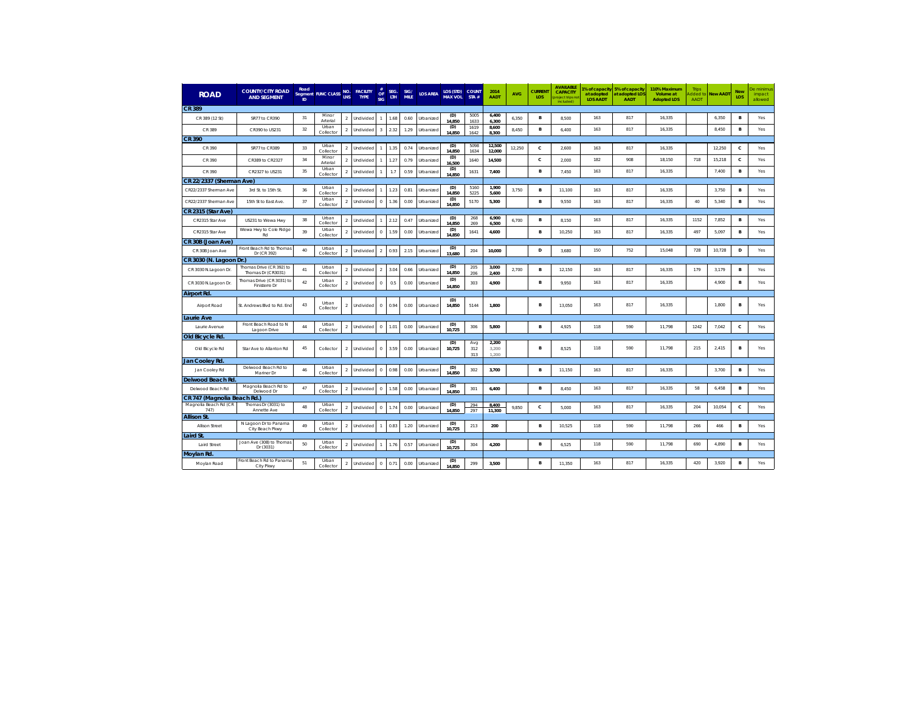| ROAD | COUNTY/CITY ROAD AND SEGMENT | Road Segment ID | FUNC CLASS | NO. LNS | FACILITY TYPE | # OF SIG | SEG. LTH | SIG/ MILE | LOS AREA | LOS (STD) MAX VOL | COUNT STA # | 2014 AADT | AVG | CURRENT LOS | AVAILABLE CAPACITY (project trips not included) | 1% of capacity at adopted LOS AADT | 5% of capacity at adopted LOS AADT | 110% Maximum Volume at Adopted LOS | Trips Added to AADT | New AADT | New LOS | De minimus impact allowed |
|---|---|---|---|---|---|---|---|---|---|---|---|---|---|---|---|---|---|---|---|---|---|---|
| **CR 389** | | | | | | | | | | | | | | | | | | | | | | |
| CR 389 (12 St) | SR77 to CR390 | 31 | Minor Arterial | 2 | Undivided | 1 | 1.68 | 0.60 | Urbanized | (D) 14,850 | 5005 1633 | 6,400 6,300 | 6,350 | B | 8,500 | 163 | 817 | 16,335 | | 6,350 | B | Yes |
| CR 389 | CR390 to US231 | 32 | Urban Collector | 2 | Undivided | 3 | 2.32 | 1.29 | Urbanized | (D) 14,850 | 1619 1642 | 8,600 8,300 | 8,450 | B | 6,400 | 163 | 817 | 16,335 | | 8,450 | B | Yes |
| **CR 390** | | | | | | | | | | | | | | | | | | | | | | |
| CR 390 | SR77 to CR389 | 33 | Urban Collector | 2 | Undivided | 1 | 1.35 | 0.74 | Urbanized | (D) 14,850 | 5098 1634 | 12,500 12,000 | 12,250 | C | 2,600 | 163 | 817 | 16,335 | | 12,250 | C | Yes |
| CR 390 | CR389 to CR2327 | 34 | Minor Arterial | 2 | Undivided | 1 | 1.27 | 0.79 | Urbanized | (D) 16,500 | 1640 | 14,500 | | C | 2,000 | 182 | 908 | 18,150 | 718 | 15,218 | C | Yes |
| CR 390 | CR2327 to US231 | 35 | Urban Collector | 2 | Undivided | 1 | 1.7 | 0.59 | Urbanized | (D) 14,850 | 1631 | 7,400 | | B | 7,450 | 163 | 817 | 16,335 | | 7,400 | B | Yes |
| **CR 22/2337 (Sherman Ave)** | | | | | | | | | | | | | | | | | | | | | | |
| CR22/2337 Sherman Ave | 3rd St. to 15th St. | 36 | Urban Collector | 2 | Undivided | 1 | 1.23 | 0.81 | Urbanized | (D) 14,850 | 5160 5225 | 1,900 5,600 | 3,750 | B | 11,100 | 163 | 817 | 16,335 | | 3,750 | B | Yes |
| CR22/2337 Sherman Ave | 15th St to East Ave. | 37 | Urban Collector | 2 | Undivided | 0 | 1.36 | 0.00 | Urbanized | (D) 14,850 | 5170 | 5,300 | | B | 9,550 | 163 | 817 | 16,335 | 40 | 5,340 | B | Yes |
| **CR 2315 (Star Ave)** | | | | | | | | | | | | | | | | | | | | | | |
| CR2315 Star Ave | US231 to Wewa Hwy | 38 | Urban Collector | 2 | Undivided | 1 | 2.12 | 0.47 | Urbanized | (D) 14,850 | 268 269 | 6,900 6,500 | 6,700 | B | 8,150 | 163 | 817 | 16,335 | 1152 | 7,852 | B | Yes |
| CR2315 Star Ave | Wewa Hwy to Cole Ridge Rd | 39 | Urban Collector | 2 | Undivided | 0 | 1.59 | 0.00 | Urbanized | (D) 14,850 | 1641 | 4,600 | | B | 10,250 | 163 | 817 | 16,335 | 497 | 5,097 | B | Yes |
| **CR 30B (Joan Ave)** | | | | | | | | | | | | | | | | | | | | | | |
| CR 30B Joan Ave | Front Beach Rd to Thomas Dr (CR 392) | 40 | Urban Collector | 2 | Undivided | 2 | 0.93 | 2.15 | Urbanized | (D) 13,680 | 204 | 10,000 | | D | 3,680 | 150 | 752 | 15,048 | 728 | 10,728 | D | Yes |
| **CR 3030 (N. Lagoon Dr.)** | | | | | | | | | | | | | | | | | | | | | | |
| CR 3030 N.Lagoon Dr. | Thomas Drive (CR 392) to Thomas Dr (CR3031) | 41 | Urban Collector | 2 | Undivided | 2 | 3.04 | 0.66 | Urbanized | (D) 14,850 | 205 206 | 3,000 2,400 | 2,700 | B | 12,150 | 163 | 817 | 16,335 | 179 | 3,179 | B | Yes |
| CR 3030 N.Lagoon Dr. | Thomas Drive (CR 3031) to Finisterre Dr | 42 | Urban Collector | 2 | Undivided | 0 | 0.5 | 0.00 | Urbanized | (D) 14,850 | 303 | 4,900 | | B | 9,950 | 163 | 817 | 16,335 | | 4,900 | B | Yes |
| **Airport Rd.** | | | | | | | | | | | | | | | | | | | | | | |
| Airport Road | St. Andrews Blvd to Rd. End | 43 | Urban Collector | 2 | Undivided | 0 | 0.94 | 0.00 | Urbanized | (D) 14,850 | 5144 | 1,800 | | B | 13,050 | 163 | 817 | 16,335 | | 1,800 | B | Yes |
| **Laurie Ave** | | | | | | | | | | | | | | | | | | | | | | |
| Laurie Avenue | Front Beach Road to N Lagoon Drive | 44 | Urban Collector | 2 | Undivided | 0 | 1.01 | 0.00 | Urbanized | (D) 10,725 | 306 | 5,800 | | B | 4,925 | 118 | 590 | 11,798 | 1242 | 7,042 | C | Yes |
| **Old Bicycle Rd.** | | | | | | | | | | | | | | | | | | | | | | |
| Old Bicycle Rd | Star Ave to Allanton Rd | 45 | Collector | 2 | Undivided | 0 | 3.59 | 0.00 | Urbanized | (D) 10,725 | Avg 312 313 | 2,200 3,200 1,200 | | B | 8,525 | 118 | 590 | 11,798 | 215 | 2,415 | B | Yes |
| **Jan Cooley Rd.** | | | | | | | | | | | | | | | | | | | | | | |
| Jan Cooley Rd | Delwood Beach Rd to Mariner Dr | 46 | Urban Collector | 2 | Undivided | 0 | 0.98 | 0.00 | Urbanized | (D) 14,850 | 302 | 3,700 | | B | 11,150 | 163 | 817 | 16,335 | | 3,700 | B | Yes |
| **Delwood Beach Rd.** | | | | | | | | | | | | | | | | | | | | | | |
| Delwood Beach Rd | Magnolia Beach Rd to Delwood Dr | 47 | Urban Collector | 2 | Undivided | 0 | 1.58 | 0.00 | Urbanized | (D) 14,850 | 301 | 6,400 | | B | 8,450 | 163 | 817 | 16,335 | 58 | 6,458 | B | Yes |
| **CR 747 (Magnolia Beach Rd.)** | | | | | | | | | | | | | | | | | | | | | | |
| Magnolia Beach Rd (CR 747) | Thomas Dr (3031) to Annette Ave | 48 | Urban Collector | 2 | Undivided | 0 | 1.74 | 0.00 | Urbanized | (D) 14,850 | 294 297 | 8,400 11,300 | 9,850 | C | 5,000 | 163 | 817 | 16,335 | 204 | 10,054 | C | Yes |
| **Allison St.** | | | | | | | | | | | | | | | | | | | | | | |
| Allison Street | N Lagoon Dr to Panama City Beach Pkwy | 49 | Urban Collector | 2 | Undivided | 1 | 0.83 | 1.20 | Urbanized | (D) 10,725 | 213 | 200 | | B | 10,525 | 118 | 590 | 11,798 | 266 | 466 | B | Yes |
| **Laird St.** | | | | | | | | | | | | | | | | | | | | | | |
| Laird Street | Joan Ave (30B) to Thomas Dr (3031) | 50 | Urban Collector | 2 | Undivided | 1 | 1.76 | 0.57 | Urbanized | (D) 10,725 | 304 | 4,200 | | B | 6,525 | 118 | 590 | 11,798 | 690 | 4,890 | B | Yes |
| **Moylan Rd.** | | | | | | | | | | | | | | | | | | | | | | |
| Moylan Road | Front Beach Rd to Panama City Pkwy | 51 | Urban Collector | 2 | Undivided | 0 | 0.71 | 0.00 | Urbanized | (D) 14,850 | 299 | 3,500 | | B | 11,350 | 163 | 817 | 16,335 | 420 | 3,920 | B | Yes |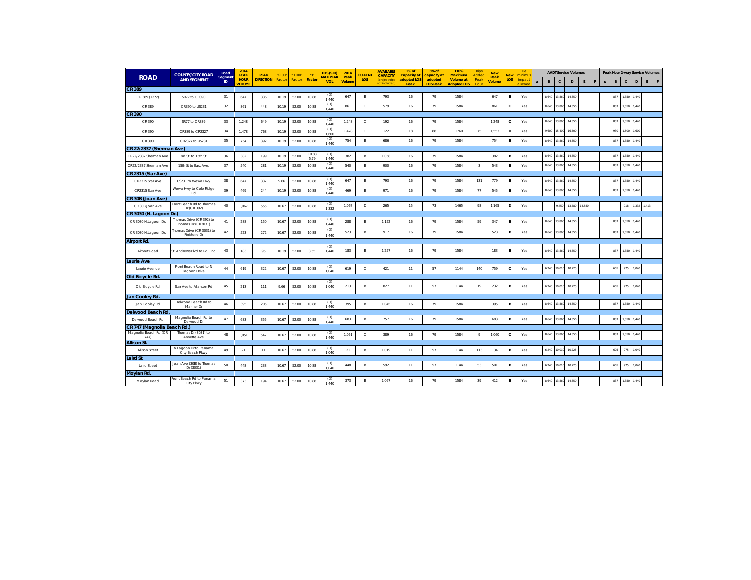| ROAD | COUNTY/CITY ROAD AND SEGMENT | Road Segment ID | 2014 PEAK HOUR VOLUME | PEAK DIRECTION | "K100" Factor | "D100" Factor | "T" Factor | LOS (STD) MAX PEAK VOL | 2014 Peak Volume | CURRENT LOS | AVAILABLE CAPACITY (project trips not included) | 1% of capacity at adopted LOS Peak | 5% of capacity at adopted LOS Peak | 110% Maximum Volume at Adopted LOS | Trips Added Peak Hour | New Peak Volume | New LOS | De minimus impact allowed | AADT Service Volumes | | | | | | Peak Hour 2-way Service Volumes | | | | | |
|---|---|---|---|---|---|---|---|---|---|---|---|---|---|---|---|---|---|---|---|---|---|---|---|---|---|---|---|---|---|---|
| | | | | | | | | | | | | | | | | | | | A | B | C | D | E | F | A | B | C | D | E | F |
| **CR 389** | | | | | | | | | | | | | | | | | | | | | | | | | | | | | | |
| CR 389 (12 St) | SR77 to CR390 | 31 | 647 | 336 | 10.19 | 52.00 | 10.88 | (D) 1,440 | 647 | B | 793 | 16 | 79 | 1584 | | 647 | B | Yes | | 8,640 | 13,860 | 14,850 | | | | 837 | 1,350 | 1,440 | | |
| CR 389 | CR390 to US231 | 32 | 861 | 448 | 10.19 | 52.00 | 10.88 | (D) 1,440 | 861 | C | 579 | 16 | 79 | 1584 | | 861 | C | Yes | | 8,640 | 13,860 | 14,850 | | | | 837 | 1,350 | 1,440 | | |
| **CR 390** | | | | | | | | | | | | | | | | | | | | | | | | | | | | | | |
| CR 390 | SR77 to CR389 | 33 | 1,248 | 649 | 10.19 | 52.00 | 10.88 | (D) 1,440 | 1,248 | C | 192 | 16 | 79 | 1584 | | 1,248 | C | Yes | | 8,640 | 13,860 | 14,850 | | | | 837 | 1,350 | 1,440 | | |
| CR 390 | CR389 to CR2327 | 34 | 1,478 | 768 | 10.19 | 52.00 | 10.88 | (D) 1,600 | 1,478 | C | 122 | 18 | 88 | 1760 | 75 | 1,553 | D | Yes | | 9,600 | 15,400 | 16,500 | | | | 930 | 1,500 | 1,600 | | |
| CR 390 | CR2327 to US231 | 35 | 754 | 392 | 10.19 | 52.00 | 10.88 | (D) 1,440 | 754 | B | 686 | 16 | 79 | 1584 | | 754 | B | Yes | | 8,640 | 13,860 | 14,850 | | | | 837 | 1,350 | 1,440 | | |
| **CR 22/2337 (Sherman Ave)** | | | | | | | | | | | | | | | | | | | | | | | | | | | | | | |
| CR22/2337 Sherman Ave | 3rd St. to 15th St. | 36 | 382 | 199 | 10.19 | 52.00 | 10.88 5.79 | (D) 1,440 | 382 | B | 1,058 | 16 | 79 | 1584 | | 382 | B | Yes | | 8,640 | 13,860 | 14,850 | | | | 837 | 1,350 | 1,440 | | |
| CR22/2337 Sherman Ave | 15th St to East Ave. | 37 | 540 | 281 | 10.19 | 52.00 | 10.88 | (D) 1,440 | 540 | B | 900 | 16 | 79 | 1584 | 3 | 543 | B | Yes | | 8,640 | 13,860 | 14,850 | | | | 837 | 1,350 | 1,440 | | |
| **CR 2315 (Star Ave)** | | | | | | | | | | | | | | | | | | | | | | | | | | | | | | |
| CR2315 Star Ave | US231 to Wewa Hwy | 38 | 647 | 337 | 9.66 | 52.00 | 10.88 | (D) 1,440 | 647 | B | 793 | 16 | 79 | 1584 | 131 | 779 | B | Yes | | 8,640 | 13,860 | 14,850 | | | | 837 | 1,350 | 1,440 | | |
| CR2315 Star Ave | Wewa Hwy to Cole Ridge Rd | 39 | 469 | 244 | 10.19 | 52.00 | 10.88 | (D) 1,440 | 469 | B | 971 | 16 | 79 | 1584 | 77 | 545 | B | Yes | | 8,640 | 13,860 | 14,850 | | | | 837 | 1,350 | 1,440 | | |
| **CR 30B (Joan Ave)** | | | | | | | | | | | | | | | | | | | | | | | | | | | | | | |
| CR 30B Joan Ave | Front Beach Rd to Thomas Dr (CR 392) | 40 | 1,067 | 555 | 10.67 | 52.00 | 10.88 | (D) 1,332 | 1,067 | D | 265 | 15 | 73 | 1465 | 98 | 1,165 | D | Yes | | | 9,450 | 13,680 | 14,580 | | | | 918 | 1,332 | 1,413 | |
| **CR 3030 (N. Lagoon Dr.)** | | | | | | | | | | | | | | | | | | | | | | | | | | | | | | |
| CR 3030 N.Lagoon Dr. | Thomas Drive (CR 392) to Thomas Dr (CR3031) | 41 | 288 | 150 | 10.67 | 52.00 | 10.88 | (D) 1,440 | 288 | B | 1,152 | 16 | 79 | 1584 | 59 | 347 | B | Yes | | 8,640 | 13,860 | 14,850 | | | | 837 | 1,350 | 1,440 | | |
| CR 3030 N.Lagoon Dr. | Thomas Drive (CR 3031) to Finisterre Dr | 42 | 523 | 272 | 10.67 | 52.00 | 10.88 | (D) 1,440 | 523 | B | 917 | 16 | 79 | 1584 | | 523 | B | Yes | | 8,640 | 13,860 | 14,850 | | | | 837 | 1,350 | 1,440 | | |
| **Airport Rd.** | | | | | | | | | | | | | | | | | | | | | | | | | | | | | | |
| Airport Road | St. Andrews Blvd to Rd. End | 43 | 183 | 95 | 10.19 | 52.00 | 3.55 | (D) 1,440 | 183 | B | 1,257 | 16 | 79 | 1584 | | 183 | B | Yes | | 8,640 | 13,860 | 14,850 | | | | 837 | 1,350 | 1,440 | | |
| **Laurie Ave** | | | | | | | | | | | | | | | | | | | | | | | | | | | | | | |
| Laurie Avenue | Front Beach Road to N Lagoon Drive | 44 | 619 | 322 | 10.67 | 52.00 | 10.88 | (D) 1,040 | 619 | C | 421 | 11 | 57 | 1144 | 140 | 759 | C | Yes | | 6,240 | 10,010 | 10,725 | | | | 605 | 975 | 1,040 | | |
| **Old Bicycle Rd.** | | | | | | | | | | | | | | | | | | | | | | | | | | | | | | |
| Old Bicycle Rd | Star Ave to Allanton Rd | 45 | 213 | 111 | 9.66 | 52.00 | 10.88 | (D) 1,040 | 213 | B | 827 | 11 | 57 | 1144 | 19 | 232 | B | Yes | | 6,240 | 10,010 | 10,725 | | | | 605 | 975 | 1,040 | | |
| **Jan Cooley Rd.** | | | | | | | | | | | | | | | | | | | | | | | | | | | | | | |
| Jan Cooley Rd | Delwood Beach Rd to Mariner Dr | 46 | 395 | 205 | 10.67 | 52.00 | 10.88 | (D) 1,440 | 395 | B | 1,045 | 16 | 79 | 1584 | | 395 | B | Yes | | 8,640 | 13,860 | 14,850 | | | | 837 | 1,350 | 1,440 | | |
| **Delwood Beach Rd.** | | | | | | | | | | | | | | | | | | | | | | | | | | | | | | |
| Delwood Beach Rd | Magnolia Beach Rd to Delwood Dr | 47 | 683 | 355 | 10.67 | 52.00 | 10.88 | (D) 1,440 | 683 | B | 757 | 16 | 79 | 1584 | | 683 | B | Yes | | 8,640 | 13,860 | 14,850 | | | | 837 | 1,350 | 1,440 | | |
| **CR 747 (Magnolia Beach Rd.)** | | | | | | | | | | | | | | | | | | | | | | | | | | | | | | |
| Magnolia Beach Rd (CR 747) | Thomas Dr (3031) to Annette Ave | 48 | 1,051 | 547 | 10.67 | 52.00 | 10.88 | (D) 1,440 | 1,051 | C | 389 | 16 | 79 | 1584 | 9 | 1,060 | C | Yes | | 8,640 | 13,860 | 14,850 | | | | 837 | 1,350 | 1,440 | | |
| **Allison St.** | | | | | | | | | | | | | | | | | | | | | | | | | | | | | | |
| Allison Street | N Lagoon Dr to Panama City Beach Pkwy | 49 | 21 | 11 | 10.67 | 52.00 | 10.88 | (D) 1,040 | 21 | B | 1,019 | 11 | 57 | 1144 | 113 | 134 | B | Yes | | 6,240 | 10,010 | 10,725 | | | | 605 | 975 | 1,040 | | |
| **Laird St.** | | | | | | | | | | | | | | | | | | | | | | | | | | | | | | |
| Laird Street | Joan Ave (30B) to Thomas Dr (3031) | 50 | 448 | 233 | 10.67 | 52.00 | 10.88 | (D) 1,040 | 448 | B | 592 | 11 | 57 | 1144 | 53 | 501 | B | Yes | | 6,240 | 10,010 | 10,725 | | | | 605 | 975 | 1,040 | | |
| **Moylan Rd.** | | | | | | | | | | | | | | | | | | | | | | | | | | | | | | |
| Moylan Road | Front Beach Rd to Panama City Pkwy | 51 | 373 | 194 | 10.67 | 52.00 | 10.88 | (D) 1,440 | 373 | B | 1,067 | 16 | 79 | 1584 | 39 | 412 | B | Yes | | 8,640 | 13,860 | 14,850 | | | | 837 | 1,350 | 1,440 | | |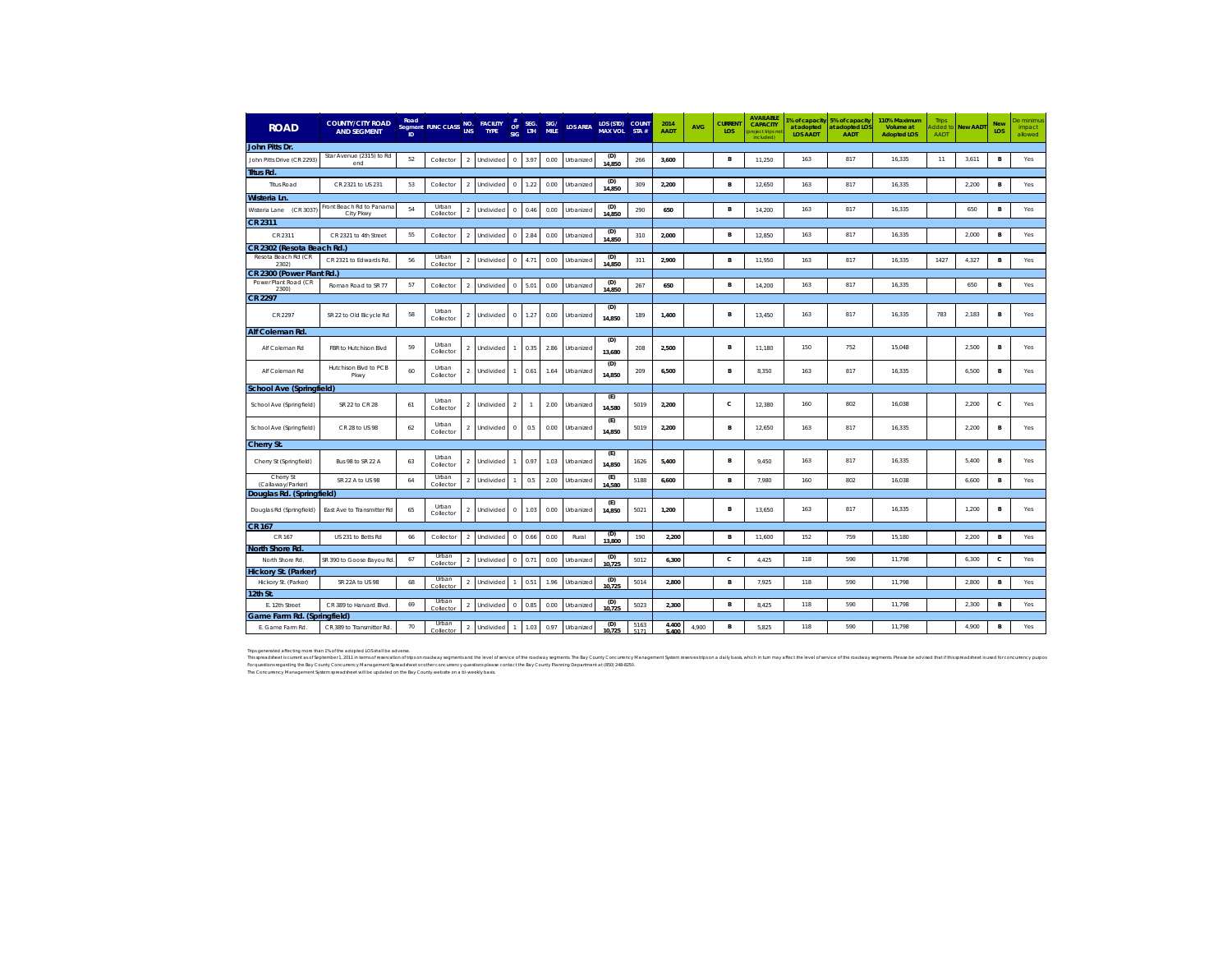| ROAD | COUNTY/CITY ROAD AND SEGMENT | Road Segment ID | FUNC CLASS | NO. LNS | FACILITY TYPE | # OF SIG | SEG. LTH | SIG/ MILE | LOS AREA | LOS (STD) MAX VOL | COUNT STA # | 2014 AADT | AVG | CURRENT LOS | AVAILABLE CAPACITY (project trips not included) | 1% of capacity at adopted LOS AADT | 5% of capacity at adopted LOS AADT | 110% Maximum Volume at Adopted LOS | Trips Added to AADT | New AADT | New LOS | De minimus impact allowed |
|---|---|---|---|---|---|---|---|---|---|---|---|---|---|---|---|---|---|---|---|---|---|---|
| **John Pitts Dr.** | | | | | | | | | | | | | | | | | | | | | | |
| John Pitts Drive (CR 2293) | Star Avenue (2315) to Rd end | 52 | Collector | 2 | Undivided | 0 | 3.97 | 0.00 | Urbanized | (D) 14,850 | 266 | 3,600 | | B | 11,250 | 163 | 817 | 16,335 | 11 | 3,611 | B | Yes |
| **Titus Rd.** | | | | | | | | | | | | | | | | | | | | | | |
| Titus Road | CR 2321 to US 231 | 53 | Collector | 2 | Undivided | 0 | 1.22 | 0.00 | Urbanized | (D) 14,850 | 309 | 2,200 | | B | 12,650 | 163 | 817 | 16,335 | | 2,200 | B | Yes |
| **Wisteria Ln.** | | | | | | | | | | | | | | | | | | | | | | |
| Wisteria Lane (CR 3037) | Front Beach Rd to Panama City Pkwy | 54 | Urban Collector | 2 | Undivided | 0 | 0.46 | 0.00 | Urbanized | (D) 14,850 | 290 | 650 | | B | 14,200 | 163 | 817 | 16,335 | | 650 | B | Yes |
| **CR 2311** | | | | | | | | | | | | | | | | | | | | | | |
| CR 2311 | CR 2321 to 4th Street | 55 | Collector | 2 | Undivided | 0 | 2.84 | 0.00 | Urbanized | (D) 14,850 | 310 | 2,000 | | B | 12,850 | 163 | 817 | 16,335 | | 2,000 | B | Yes |
| **CR 2302 (Resota Beach Rd.)** | | | | | | | | | | | | | | | | | | | | | | |
| Resota Beach Rd (CR 2302) | CR 2321 to Edwards Rd. | 56 | Urban Collector | 2 | Undivided | 0 | 4.71 | 0.00 | Urbanized | (D) 14,850 | 311 | 2,900 | | B | 11,950 | 163 | 817 | 16,335 | 1427 | 4,327 | B | Yes |
| **CR 2300 (Power Plant Rd.)** | | | | | | | | | | | | | | | | | | | | | | |
| Power Plant Road (CR 2300) | Roman Road to SR 77 | 57 | Collector | 2 | Undivided | 0 | 5.01 | 0.00 | Urbanized | (D) 14,850 | 267 | 650 | | B | 14,200 | 163 | 817 | 16,335 | | 650 | B | Yes |
| **CR 2297** | | | | | | | | | | | | | | | | | | | | | | |
| CR 2297 | SR 22 to Old Bicycle Rd | 58 | Urban Collector | 2 | Undivided | 0 | 1.27 | 0.00 | Urbanized | (D) 14,850 | 189 | 1,400 | | B | 13,450 | 163 | 817 | 16,335 | 783 | 2,183 | B | Yes |
| **Alf Coleman Rd.** | | | | | | | | | | | | | | | | | | | | | | |
| Alf Coleman Rd | FBR to Hutchison Blvd | 59 | Urban Collector | 2 | Undivided | 1 | 0.35 | 2.86 | Urbanized | (D) 13,680 | 208 | 2,500 | | B | 11,180 | 150 | 752 | 15,048 | | 2,500 | B | Yes |
| Alf Coleman Rd | Hutchison Blvd to PCB Pkwy | 60 | Urban Collector | 2 | Undivided | 1 | 0.61 | 1.64 | Urbanized | (D) 14,850 | 209 | 6,500 | | B | 8,350 | 163 | 817 | 16,335 | | 6,500 | B | Yes |
| **School Ave (Springfield)** | | | | | | | | | | | | | | | | | | | | | | |
| School Ave (Springfield) | SR 22 to CR 28 | 61 | Urban Collector | 2 | Undivided | 2 | 1 | 2.00 | Urbanized | (E) 14,580 | 5019 | 2,200 | | C | 12,380 | 160 | 802 | 16,038 | | 2,200 | C | Yes |
| School Ave (Springfield) | CR 28 to US 98 | 62 | Urban Collector | 2 | Undivided | 0 | 0.5 | 0.00 | Urbanized | (E) 14,850 | 5019 | 2,200 | | B | 12,650 | 163 | 817 | 16,335 | | 2,200 | B | Yes |
| **Cherry St.** | | | | | | | | | | | | | | | | | | | | | | |
| Cherry St (Springfield) | Bus 98 to SR 22 A | 63 | Urban Collector | 2 | Undivided | 1 | 0.97 | 1.03 | Urbanized | (E) 14,850 | 1626 | 5,400 | | B | 9,450 | 163 | 817 | 16,335 | | 5,400 | B | Yes |
| Cherry St (Callaway/Parker) | SR 22 A to US 98 | 64 | Urban Collector | 2 | Undivided | 1 | 0.5 | 2.00 | Urbanized | (E) 14,580 | 5188 | 6,600 | | B | 7,980 | 160 | 802 | 16,038 | | 6,600 | B | Yes |
| **Douglas Rd. (Springfield)** | | | | | | | | | | | | | | | | | | | | | | |
| Douglas Rd (Springfield) | East Ave to Transmitter Rd | 65 | Urban Collector | 2 | Undivided | 0 | 1.03 | 0.00 | Urbanized | (E) 14,850 | 5021 | 1,200 | | B | 13,650 | 163 | 817 | 16,335 | | 1,200 | B | Yes |
| **CR 167** | | | | | | | | | | | | | | | | | | | | | | |
| CR 167 | US 231 to Betts Rd | 66 | Collector | 2 | Undivided | 0 | 0.66 | 0.00 | Rural | (D) 13,800 | 190 | 2,200 | | B | 11,600 | 152 | 759 | 15,180 | | 2,200 | B | Yes |
| **North Shore Rd.** | | | | | | | | | | | | | | | | | | | | | | |
| North Shore Rd. | SR 390 to Goose Bayou Rd. | 67 | Urban Collector | 2 | Undivided | 0 | 0.71 | 0.00 | Urbanized | (D) 10,725 | 5012 | 6,300 | | C | 4,425 | 118 | 590 | 11,798 | | 6,300 | C | Yes |
| **Hickory St. (Parker)** | | | | | | | | | | | | | | | | | | | | | | |
| Hickory St. (Parker) | SR 22A to US 98 | 68 | Urban Collector | 2 | Undivided | 1 | 0.51 | 1.96 | Urbanized | (D) 10,725 | 5014 | 2,800 | | B | 7,925 | 118 | 590 | 11,798 | | 2,800 | B | Yes |
| **12th St.** | | | | | | | | | | | | | | | | | | | | | | |
| E. 12th Street | CR 389 to Harvard Blvd. | 69 | Urban Collector | 2 | Undivided | 0 | 0.85 | 0.00 | Urbanized | (D) 10,725 | 5023 | 2,300 | | B | 8,425 | 118 | 590 | 11,798 | | 2,300 | B | Yes |
| **Game Farm Rd. (Springfield)** | | | | | | | | | | | | | | | | | | | | | | |
| E. Game Farm Rd. | CR 389 to Transmitter Rd. | 70 | Urban Collector | 2 | Undivided | 1 | 1.03 | 0.97 | Urbanized | (D) 10,725 | 5163 5171 | 4,400 5,400 | 4,900 | B | 5,825 | 118 | 590 | 11,798 | | 4,900 | B | Yes |

Trips generated affecting more than 1% of the adopted LOS shall be adverse.

This spreadsheet is current as of September 1, 2011 in terms of reservation of trips on roadway segments and the level of service of the roadway segments. The Bay County Concurrency Management System reserves trips on a daily basis, which in turn may affect the level of service of the roadway segments. Please be advised that if this spreadsheet is used for concurrency purpos

For questions regarding the Bay County Concurrency Management Spreadsheet or other concurrency questions please contact the Bay County Planning Department at (850) 248-8250.

The Concurrency Management System spreadsheet will be updated on the Bay County website on a bi-weekly basis.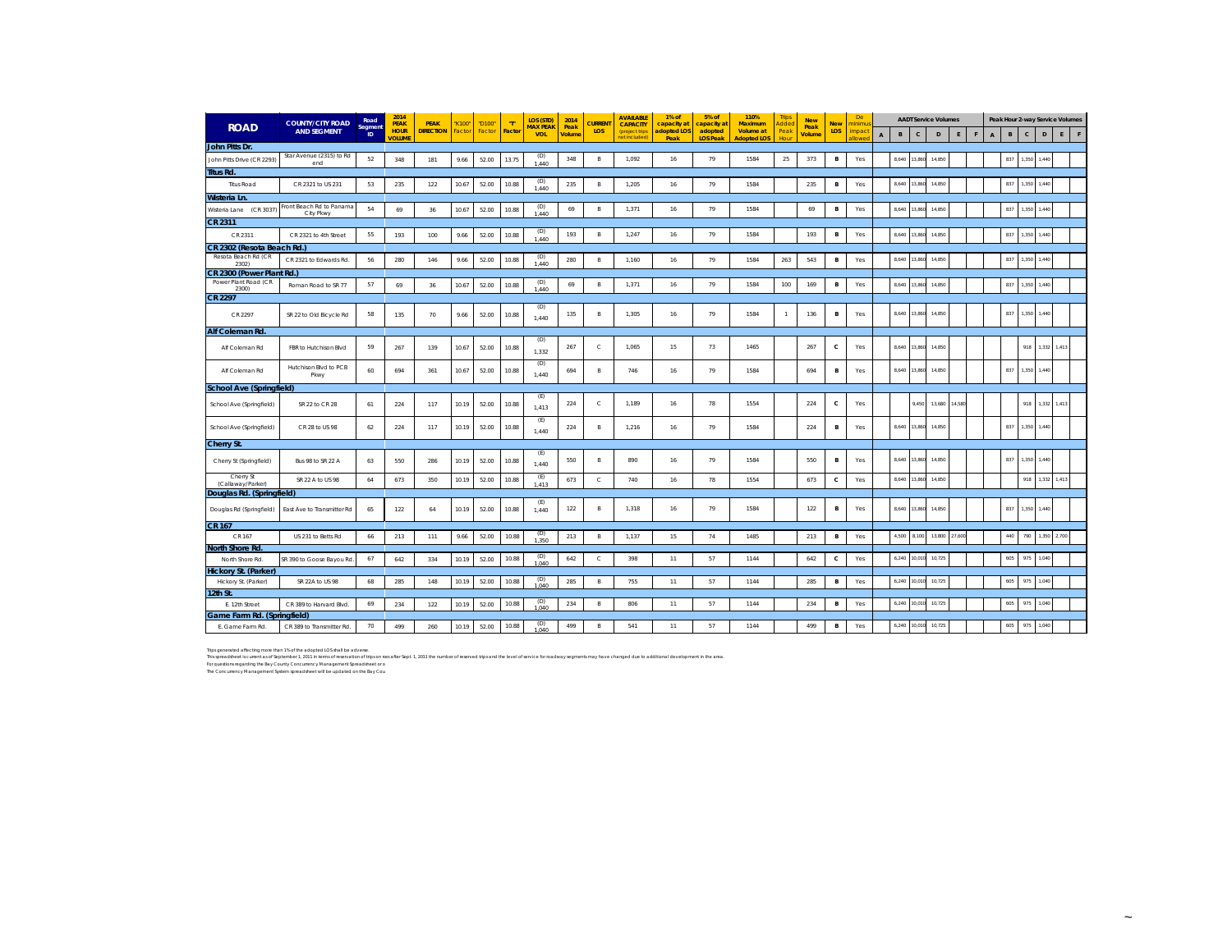| ROAD | COUNTY/CITY ROAD AND SEGMENT | Road Segment ID | 2014 PEAK HOUR VOLUME | PEAK DIRECTION | "K100" Factor | "D100" Factor | "T" Factor | LOS (STD) MAX PEAK VOL | 2014 Peak Volume | CURRENT LOS | AVAILABLE CAPACITY (project trips not included) | 1% of capacity at adopted LOS Peak | 5% of capacity at adopted LOS Peak | 110% Maximum Volume at Adopted LOS | Trips Added Peak Hour | New Peak Volume | New LOS | De minimus impact allowed | AADT Service Volumes | | | | | | Peak Hour 2-way Service Volumes | | | | | |
|---|---|---|---|---|---|---|---|---|---|---|---|---|---|---|---|---|---|---|---|---|---|---|---|---|---|---|---|---|---|---|
| | | | | | | | | | | | | | | | | | | | A | B | C | D | E | F | A | B | C | D | E | F |
| **John Pitts Dr.** | | | | | | | | | | | | | | | | | | | | | | | | | | | | | | |
| John Pitts Drive (CR 2293) | Star Avenue (2315) to Rd end | 52 | 348 | 181 | 9.66 | 52.00 | 13.75 | (D) 1,440 | 348 | B | 1,092 | 16 | 79 | 1584 | 25 | 373 | B | Yes | | 8,640 | 13,860 | 14,850 | | | | 837 | 1,350 | 1,440 | | |
| **Titus Rd.** | | | | | | | | | | | | | | | | | | | | | | | | | | | | | | |
| Titus Road | CR 2321 to US 231 | 53 | 235 | 122 | 10.67 | 52.00 | 10.88 | (D) 1,440 | 235 | B | 1,205 | 16 | 79 | 1584 | | 235 | B | Yes | | 8,640 | 13,860 | 14,850 | | | | 837 | 1,350 | 1,440 | | |
| **Wisteria Ln.** | | | | | | | | | | | | | | | | | | | | | | | | | | | | | | |
| Wisteria Lane (CR 3037) | Front Beach Rd to Panama City Pkwy | 54 | 69 | 36 | 10.67 | 52.00 | 10.88 | (D) 1,440 | 69 | B | 1,371 | 16 | 79 | 1584 | | 69 | B | Yes | | 8,640 | 13,860 | 14,850 | | | | 837 | 1,350 | 1,440 | | |
| **CR 2311** | | | | | | | | | | | | | | | | | | | | | | | | | | | | | | |
| CR 2311 | CR 2321 to 4th Street | 55 | 193 | 100 | 9.66 | 52.00 | 10.88 | (D) 1,440 | 193 | B | 1,247 | 16 | 79 | 1584 | | 193 | B | Yes | | 8,640 | 13,860 | 14,850 | | | | 837 | 1,350 | 1,440 | | |
| **CR 2302 (Resota Beach Rd.)** | | | | | | | | | | | | | | | | | | | | | | | | | | | | | | |
| Resota Beach Rd (CR 2302) | CR 2321 to Edwards Rd. | 56 | 280 | 146 | 9.66 | 52.00 | 10.88 | (D) 1,440 | 280 | B | 1,160 | 16 | 79 | 1584 | 263 | 543 | B | Yes | | 8,640 | 13,860 | 14,850 | | | | 837 | 1,350 | 1,440 | | |
| **CR 2300 (Power Plant Rd.)** | | | | | | | | | | | | | | | | | | | | | | | | | | | | | | |
| Power Plant Road (CR 2300) | Roman Road to SR 77 | 57 | 69 | 36 | 10.67 | 52.00 | 10.88 | (D) 1,440 | 69 | B | 1,371 | 16 | 79 | 1584 | 100 | 169 | B | Yes | | 8,640 | 13,860 | 14,850 | | | | 837 | 1,350 | 1,440 | | |
| **CR 2297** | | | | | | | | | | | | | | | | | | | | | | | | | | | | | | |
| CR 2297 | SR 22 to Old Bicycle Rd | 58 | 135 | 70 | 9.66 | 52.00 | 10.88 | (D) 1,440 | 135 | B | 1,305 | 16 | 79 | 1584 | 1 | 136 | B | Yes | | 8,640 | 13,860 | 14,850 | | | | 837 | 1,350 | 1,440 | | |
| **Alf Coleman Rd.** | | | | | | | | | | | | | | | | | | | | | | | | | | | | | | |
| Alf Coleman Rd | FBR to Hutchison Blvd | 59 | 267 | 139 | 10.67 | 52.00 | 10.88 | (D) 1,332 | 267 | C | 1,065 | 15 | 73 | 1465 | | 267 | C | Yes | | 8,640 | 13,860 | 14,850 | | | | | 918 | 1,332 | 1,413 | |
| Alf Coleman Rd | Hutchison Blvd to PCB Pkwy | 60 | 694 | 361 | 10.67 | 52.00 | 10.88 | (D) 1,440 | 694 | B | 746 | 16 | 79 | 1584 | | 694 | B | Yes | | 8,640 | 13,860 | 14,850 | | | | 837 | 1,350 | 1,440 | | |
| **School Ave (Springfield)** | | | | | | | | | | | | | | | | | | | | | | | | | | | | | | |
| School Ave (Springfield) | SR 22 to CR 28 | 61 | 224 | 117 | 10.19 | 52.00 | 10.88 | (E) 1,413 | 224 | C | 1,189 | 16 | 78 | 1554 | | 224 | C | Yes | | | 9,450 | 13,680 | 14,580 | | | | 918 | 1,332 | 1,413 | |
| School Ave (Springfield) | CR 28 to US 98 | 62 | 224 | 117 | 10.19 | 52.00 | 10.88 | (E) 1,440 | 224 | B | 1,216 | 16 | 79 | 1584 | | 224 | B | Yes | | 8,640 | 13,860 | 14,850 | | | | 837 | 1,350 | 1,440 | | |
| **Cherry St.** | | | | | | | | | | | | | | | | | | | | | | | | | | | | | | |
| Cherry St (Springfield) | Bus 98 to SR 22 A | 63 | 550 | 286 | 10.19 | 52.00 | 10.88 | (E) 1,440 | 550 | B | 890 | 16 | 79 | 1584 | | 550 | B | Yes | | 8,640 | 13,860 | 14,850 | | | | 837 | 1,350 | 1,440 | | |
| Cherry St (Callaway/Parker) | SR 22 A to US 98 | 64 | 673 | 350 | 10.19 | 52.00 | 10.88 | (E) 1,413 | 673 | C | 740 | 16 | 78 | 1554 | | 673 | C | Yes | | 8,640 | 13,860 | 14,850 | | | | | 918 | 1,332 | 1,413 | |
| **Douglas Rd. (Springfield)** | | | | | | | | | | | | | | | | | | | | | | | | | | | | | | |
| Douglas Rd (Springfield) | East Ave to Transmitter Rd | 65 | 122 | 64 | 10.19 | 52.00 | 10.88 | (E) 1,440 | 122 | B | 1,318 | 16 | 79 | 1584 | | 122 | B | Yes | | 8,640 | 13,860 | 14,850 | | | | 837 | 1,350 | 1,440 | | |
| **CR 167** | | | | | | | | | | | | | | | | | | | | | | | | | | | | | | |
| CR 167 | US 231 to Betts Rd | 66 | 213 | 111 | 9.66 | 52.00 | 10.88 | (D) 1,350 | 213 | B | 1,137 | 15 | 74 | 1485 | | 213 | B | Yes | | 4,500 | 8,100 | 13,800 | 27,600 | | | 440 | 790 | 1,350 | 2,700 | |
| **North Shore Rd.** | | | | | | | | | | | | | | | | | | | | | | | | | | | | | | |
| North Shore Rd. | SR 390 to Goose Bayou Rd. | 67 | 642 | 334 | 10.19 | 52.00 | 10.88 | (D) 1,040 | 642 | C | 398 | 11 | 57 | 1144 | | 642 | C | Yes | | 6,240 | 10,010 | 10,725 | | | | 605 | 975 | 1,040 | | |
| **Hickory St. (Parker)** | | | | | | | | | | | | | | | | | | | | | | | | | | | | | | |
| Hickory St. (Parker) | SR 22A to US 98 | 68 | 285 | 148 | 10.19 | 52.00 | 10.88 | (D) 1,040 | 285 | B | 755 | 11 | 57 | 1144 | | 285 | B | Yes | | 6,240 | 10,010 | 10,725 | | | | 605 | 975 | 1,040 | | |
| **12th St.** | | | | | | | | | | | | | | | | | | | | | | | | | | | | | | |
| E. 12th Street | CR 389 to Harvard Blvd. | 69 | 234 | 122 | 10.19 | 52.00 | 10.88 | (D) 1,040 | 234 | B | 806 | 11 | 57 | 1144 | | 234 | B | Yes | | 6,240 | 10,010 | 10,725 | | | | 605 | 975 | 1,040 | | |
| **Game Farm Rd. (Springfield)** | | | | | | | | | | | | | | | | | | | | | | | | | | | | | | |
| E. Game Farm Rd. | CR 389 to Transmitter Rd. | 70 | 499 | 260 | 10.19 | 52.00 | 10.88 | (D) 1,040 | 499 | B | 541 | 11 | 57 | 1144 | | 499 | B | Yes | | 6,240 | 10,010 | 10,725 | | | | 605 | 975 | 1,040 | | |

Trips generated affecting more than 1% of the adopted LOS shall be adverse.
This spreadsheet is current as of September 1, 2011 in terms of reservation of trips on roads after Sept. 1, 2011 the number of reserved trips and the level of service for roadway segments may have changed due to additional development in the area.
For questions regarding the Bay County Concurrency Management Spreadsheet or o
The Concurrency Management System spreadsheet will be updated on the Bay Cou